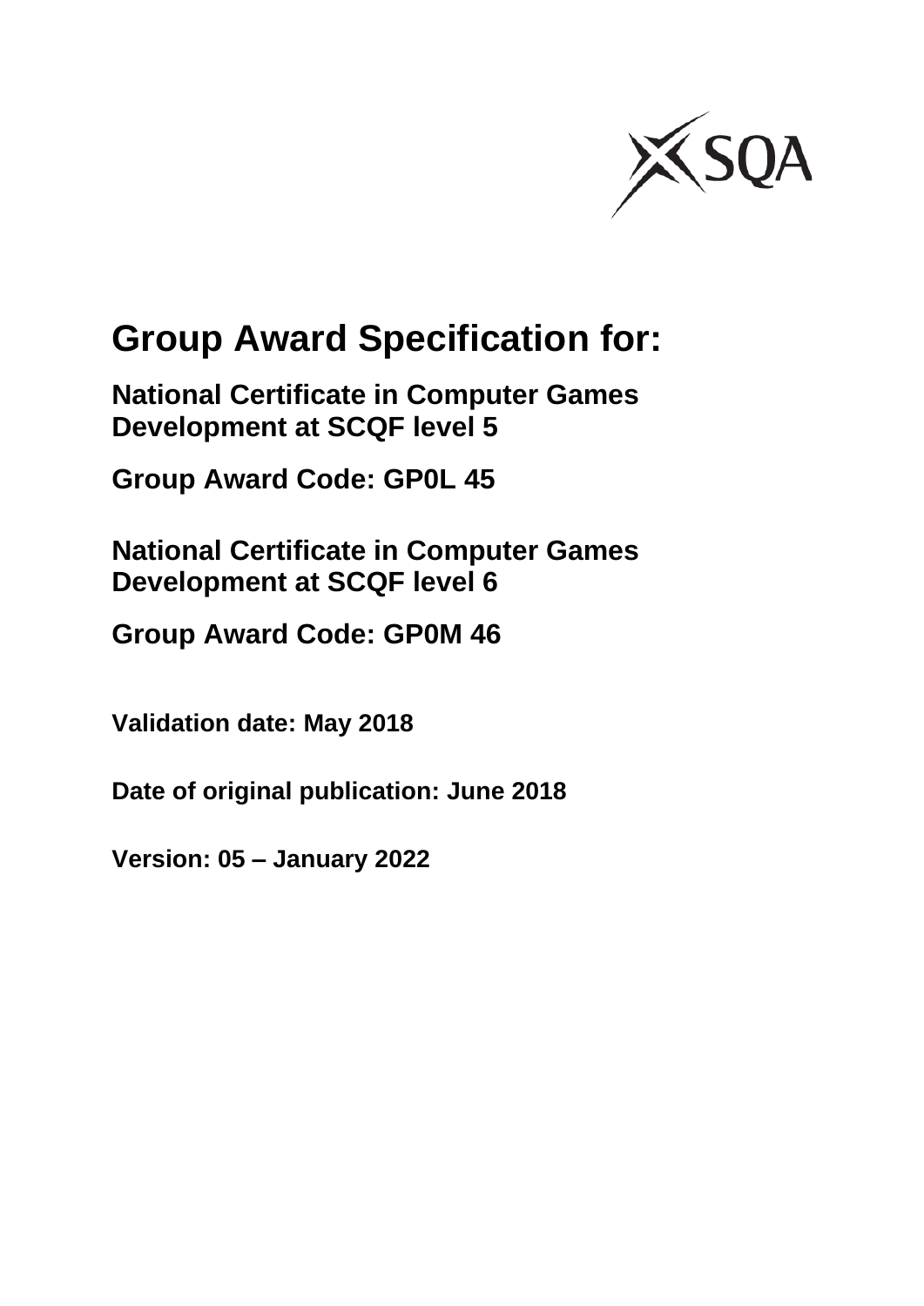SQA

# Group Award Specification for:

**National Certificate in Computer Games Development at SCQF level 5**

**Group Award Code: GP0L 45**

**National Certificate in Computer Games Development at SCQF level 6**

**Group Award Code: GP0M 46**

**Validation date: May 2018**

**Date of original publication: June 2018**

**Version: 05 – January 2022**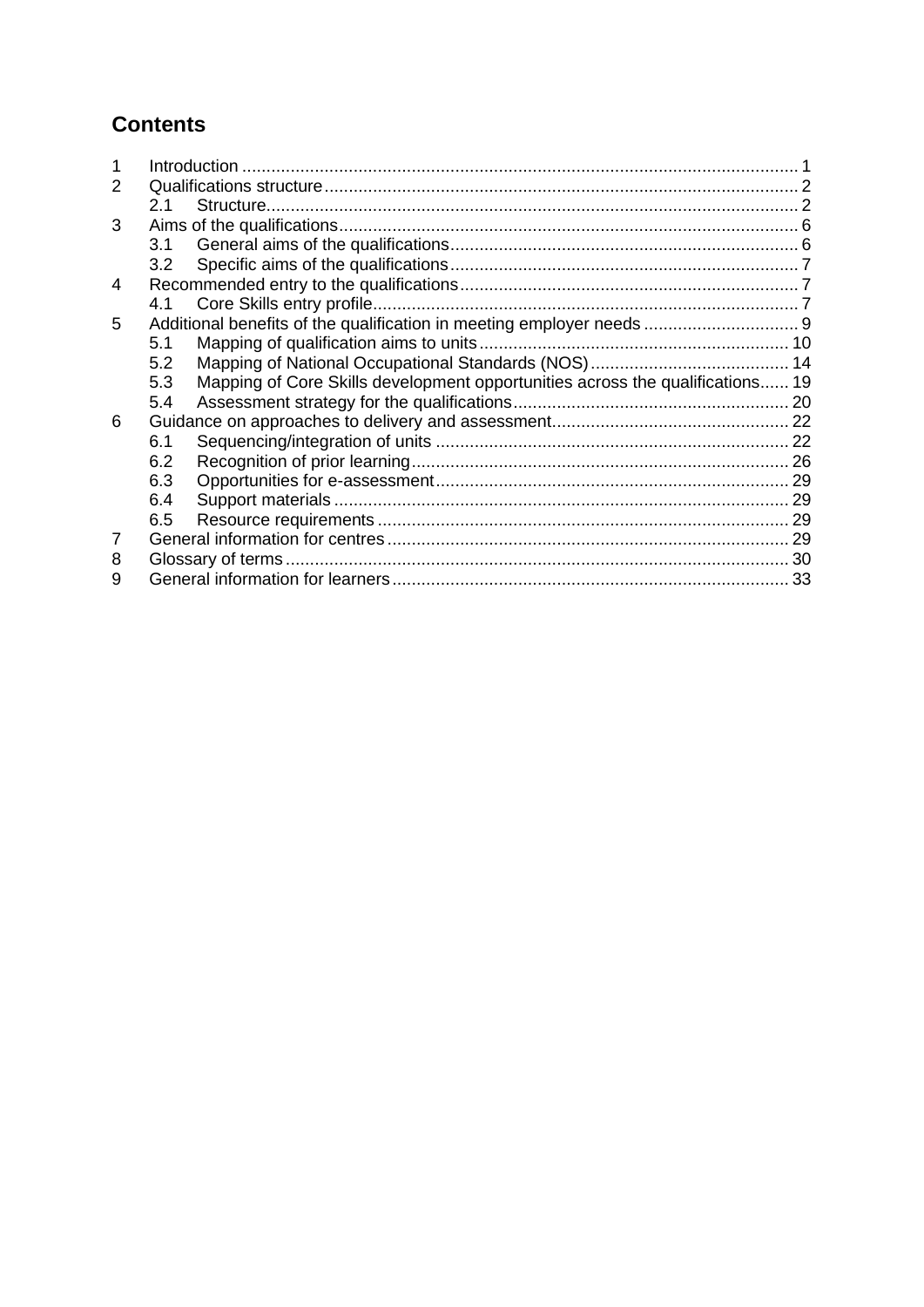## Contents

1 Introduction ........................................................................................................ 1
2 Qualifications structure ........................................................................................ 2
 2.1 Structure ........................................................................................................ 2
3 Aims of the qualifications ..................................................................................... 6
 3.1 General aims of the qualifications .................................................................. 6
 3.2 Specific aims of the qualifications ................................................................... 7
4 Recommended entry to the qualifications ............................................................. 7
 4.1 Core Skills entry profile .................................................................................. 7
5 Additional benefits of the qualification in meeting employer needs ........................ 9
 5.1 Mapping of qualification aims to units ........................................................... 10
 5.2 Mapping of National Occupational Standards (NOS) ..................................... 14
 5.3 Mapping of Core Skills development opportunities across the qualifications ...... 19
 5.4 Assessment strategy for the qualifications ..................................................... 20
6 Guidance on approaches to delivery and assessment ........................................... 22
 6.1 Sequencing/integration of units ..................................................................... 22
 6.2 Recognition of prior learning ......................................................................... 26
 6.3 Opportunities for e-assessment ..................................................................... 29
 6.4 Support materials .......................................................................................... 29
 6.5 Resource requirements ................................................................................. 29
7 General information for centres .......................................................................... 29
8 Glossary of terms ................................................................................................ 30
9 General information for learners .......................................................................... 33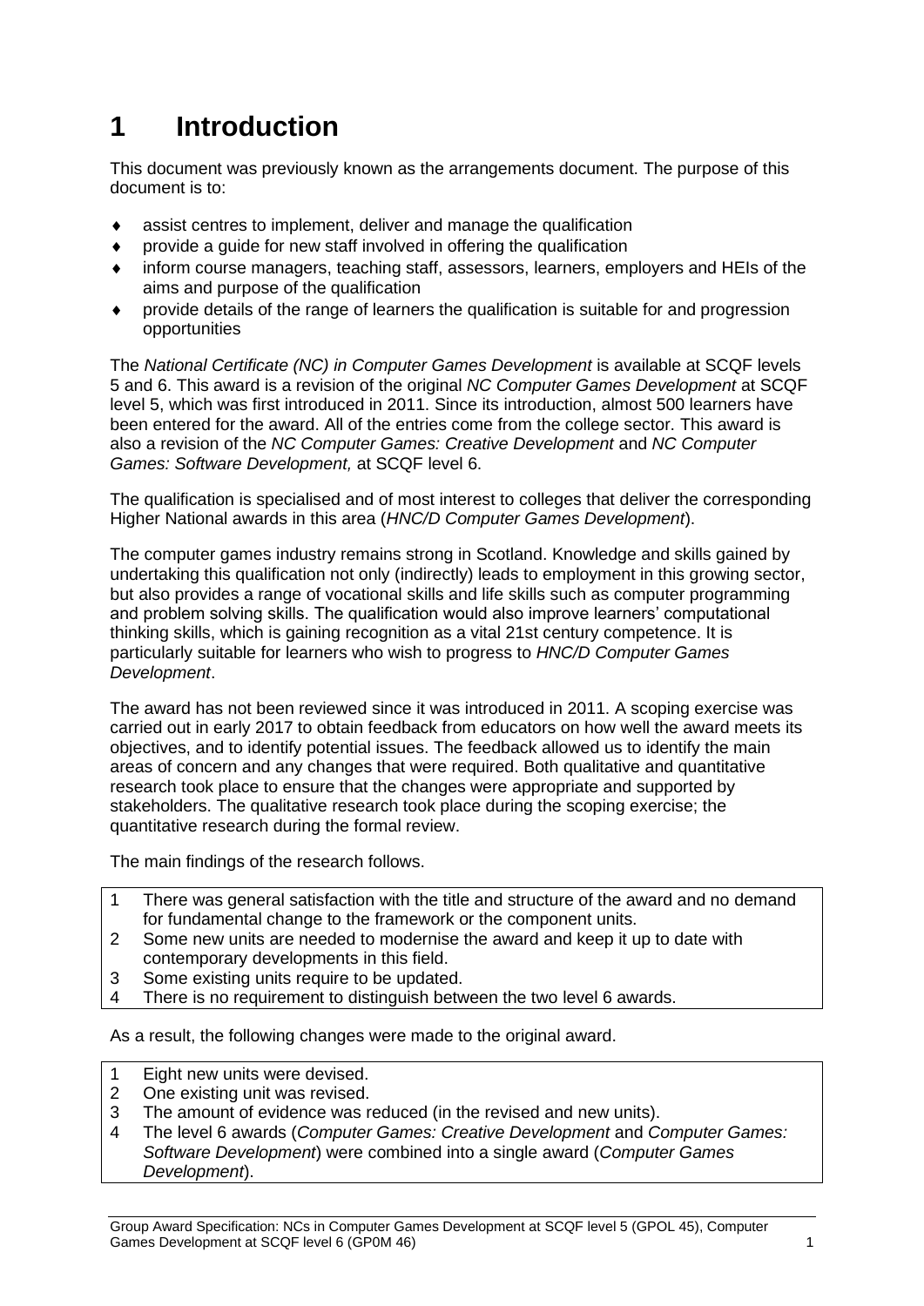# 1 Introduction

This document was previously known as the arrangements document. The purpose of this document is to:

- assist centres to implement, deliver and manage the qualification
- provide a guide for new staff involved in offering the qualification
- inform course managers, teaching staff, assessors, learners, employers and HEIs of the aims and purpose of the qualification
- provide details of the range of learners the qualification is suitable for and progression opportunities

The *National Certificate (NC) in Computer Games Development* is available at SCQF levels 5 and 6. This award is a revision of the original *NC Computer Games Development* at SCQF level 5, which was first introduced in 2011. Since its introduction, almost 500 learners have been entered for the award. All of the entries come from the college sector. This award is also a revision of the *NC Computer Games: Creative Development* and *NC Computer Games: Software Development,* at SCQF level 6.

The qualification is specialised and of most interest to colleges that deliver the corresponding Higher National awards in this area (*HNC/D Computer Games Development*).

The computer games industry remains strong in Scotland. Knowledge and skills gained by undertaking this qualification not only (indirectly) leads to employment in this growing sector, but also provides a range of vocational skills and life skills such as computer programming and problem solving skills. The qualification would also improve learners' computational thinking skills, which is gaining recognition as a vital 21st century competence. It is particularly suitable for learners who wish to progress to *HNC/D Computer Games Development*.

The award has not been reviewed since it was introduced in 2011. A scoping exercise was carried out in early 2017 to obtain feedback from educators on how well the award meets its objectives, and to identify potential issues. The feedback allowed us to identify the main areas of concern and any changes that were required. Both qualitative and quantitative research took place to ensure that the changes were appropriate and supported by stakeholders. The qualitative research took place during the scoping exercise; the quantitative research during the formal review.

The main findings of the research follows.

1. There was general satisfaction with the title and structure of the award and no demand for fundamental change to the framework or the component units.
2. Some new units are needed to modernise the award and keep it up to date with contemporary developments in this field.
3. Some existing units require to be updated.
4. There is no requirement to distinguish between the two level 6 awards.

As a result, the following changes were made to the original award.

1. Eight new units were devised.
2. One existing unit was revised.
3. The amount of evidence was reduced (in the revised and new units).
4. The level 6 awards (*Computer Games: Creative Development* and *Computer Games: Software Development*) were combined into a single award (*Computer Games Development*).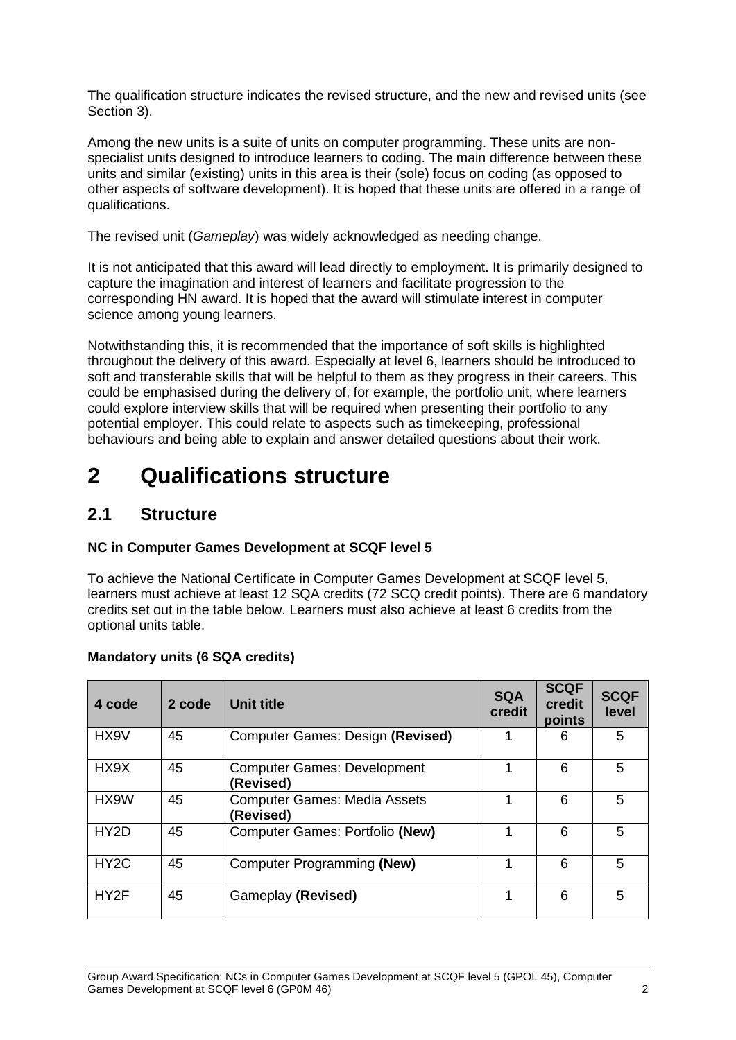The qualification structure indicates the revised structure, and the new and revised units (see Section 3).

Among the new units is a suite of units on computer programming. These units are non-specialist units designed to introduce learners to coding. The main difference between these units and similar (existing) units in this area is their (sole) focus on coding (as opposed to other aspects of software development). It is hoped that these units are offered in a range of qualifications.

The revised unit (*Gameplay*) was widely acknowledged as needing change.

It is not anticipated that this award will lead directly to employment. It is primarily designed to capture the imagination and interest of learners and facilitate progression to the corresponding HN award. It is hoped that the award will stimulate interest in computer science among young learners.

Notwithstanding this, it is recommended that the importance of soft skills is highlighted throughout the delivery of this award. Especially at level 6, learners should be introduced to soft and transferable skills that will be helpful to them as they progress in their careers. This could be emphasised during the delivery of, for example, the portfolio unit, where learners could explore interview skills that will be required when presenting their portfolio to any potential employer. This could relate to aspects such as timekeeping, professional behaviours and being able to explain and answer detailed questions about their work.

# 2 Qualifications structure

## 2.1 Structure

**NC in Computer Games Development at SCQF level 5**

To achieve the National Certificate in Computer Games Development at SCQF level 5, learners must achieve at least 12 SQA credits (72 SCQ credit points). There are 6 mandatory credits set out in the table below. Learners must also achieve at least 6 credits from the optional units table.

**Mandatory units (6 SQA credits)**

| 4 code | 2 code | Unit title | SQA credit | SCQF credit points | SCQF level |
|---|---|---|---|---|---|
| HX9V | 45 | Computer Games: Design **(Revised)** | 1 | 6 | 5 |
| HX9X | 45 | Computer Games: Development **(Revised)** | 1 | 6 | 5 |
| HX9W | 45 | Computer Games: Media Assets **(Revised)** | 1 | 6 | 5 |
| HY2D | 45 | Computer Games: Portfolio **(New)** | 1 | 6 | 5 |
| HY2C | 45 | Computer Programming **(New)** | 1 | 6 | 5 |
| HY2F | 45 | Gameplay **(Revised)** | 1 | 6 | 5 |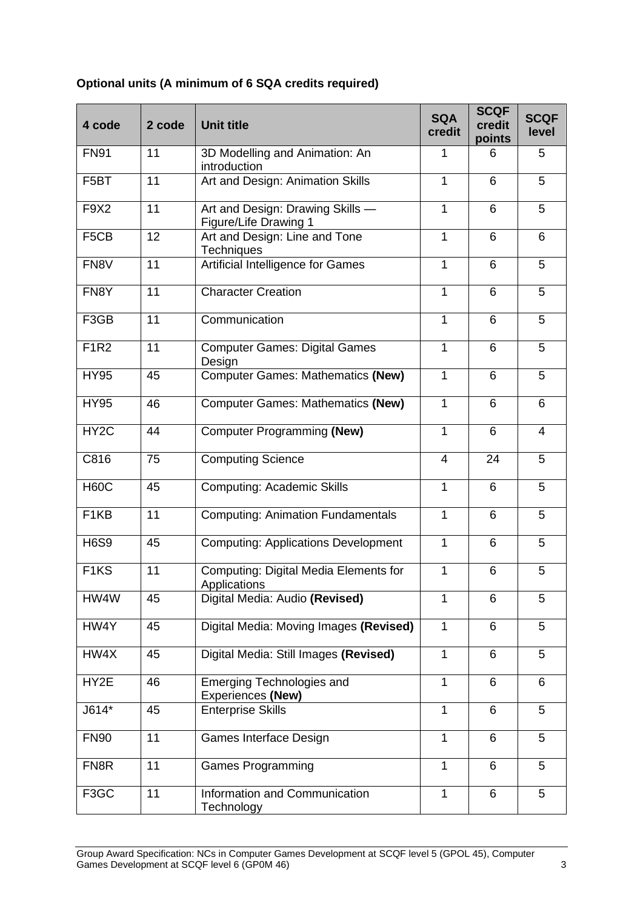**Optional units (A minimum of 6 SQA credits required)**

| 4 code | 2 code | Unit title | SQA credit | SCQF credit points | SCQF level |
|---|---|---|---|---|---|
| FN91 | 11 | 3D Modelling and Animation: An introduction | 1 | 6 | 5 |
| F5BT | 11 | Art and Design: Animation Skills | 1 | 6 | 5 |
| F9X2 | 11 | Art and Design: Drawing Skills — Figure/Life Drawing 1 | 1 | 6 | 5 |
| F5CB | 12 | Art and Design: Line and Tone Techniques | 1 | 6 | 6 |
| FN8V | 11 | Artificial Intelligence for Games | 1 | 6 | 5 |
| FN8Y | 11 | Character Creation | 1 | 6 | 5 |
| F3GB | 11 | Communication | 1 | 6 | 5 |
| F1R2 | 11 | Computer Games: Digital Games Design | 1 | 6 | 5 |
| HY95 | 45 | Computer Games: Mathematics **(New)** | 1 | 6 | 5 |
| HY95 | 46 | Computer Games: Mathematics **(New)** | 1 | 6 | 6 |
| HY2C | 44 | Computer Programming **(New)** | 1 | 6 | 4 |
| C816 | 75 | Computing Science | 4 | 24 | 5 |
| H60C | 45 | Computing: Academic Skills | 1 | 6 | 5 |
| F1KB | 11 | Computing: Animation Fundamentals | 1 | 6 | 5 |
| H6S9 | 45 | Computing: Applications Development | 1 | 6 | 5 |
| F1KS | 11 | Computing: Digital Media Elements for Applications | 1 | 6 | 5 |
| HW4W | 45 | Digital Media: Audio **(Revised)** | 1 | 6 | 5 |
| HW4Y | 45 | Digital Media: Moving Images **(Revised)** | 1 | 6 | 5 |
| HW4X | 45 | Digital Media: Still Images **(Revised)** | 1 | 6 | 5 |
| HY2E | 46 | Emerging Technologies and Experiences **(New)** | 1 | 6 | 6 |
| J614* | 45 | Enterprise Skills | 1 | 6 | 5 |
| FN90 | 11 | Games Interface Design | 1 | 6 | 5 |
| FN8R | 11 | Games Programming | 1 | 6 | 5 |
| F3GC | 11 | Information and Communication Technology | 1 | 6 | 5 |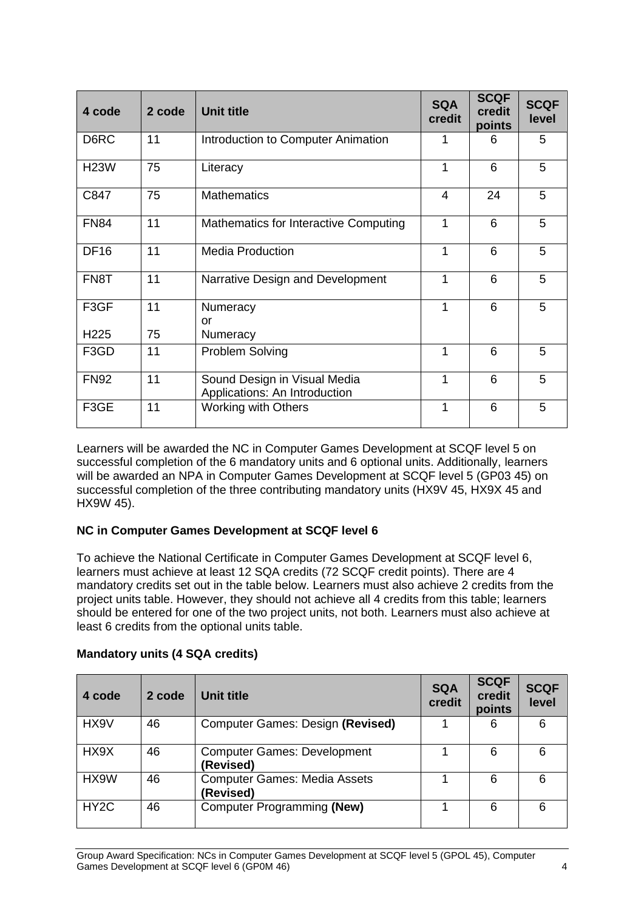| 4 code | 2 code | Unit title | SQA credit | SCQF credit points | SCQF level |
|---|---|---|---|---|---|
| D6RC | 11 | Introduction to Computer Animation | 1 | 6 | 5 |
| H23W | 75 | Literacy | 1 | 6 | 5 |
| C847 | 75 | Mathematics | 4 | 24 | 5 |
| FN84 | 11 | Mathematics for Interactive Computing | 1 | 6 | 5 |
| DF16 | 11 | Media Production | 1 | 6 | 5 |
| FN8T | 11 | Narrative Design and Development | 1 | 6 | 5 |
| F3GF<br><br>H225 | 11<br><br>75 | Numeracy<br>or<br>Numeracy | 1 | 6 | 5 |
| F3GD | 11 | Problem Solving | 1 | 6 | 5 |
| FN92 | 11 | Sound Design in Visual Media Applications: An Introduction | 1 | 6 | 5 |
| F3GE | 11 | Working with Others | 1 | 6 | 5 |

Learners will be awarded the NC in Computer Games Development at SCQF level 5 on successful completion of the 6 mandatory units and 6 optional units. Additionally, learners will be awarded an NPA in Computer Games Development at SCQF level 5 (GP03 45) on successful completion of the three contributing mandatory units (HX9V 45, HX9X 45 and HX9W 45).

**NC in Computer Games Development at SCQF level 6**

To achieve the National Certificate in Computer Games Development at SCQF level 6, learners must achieve at least 12 SQA credits (72 SCQF credit points). There are 4 mandatory credits set out in the table below. Learners must also achieve 2 credits from the project units table. However, they should not achieve all 4 credits from this table; learners should be entered for one of the two project units, not both. Learners must also achieve at least 6 credits from the optional units table.

**Mandatory units (4 SQA credits)**

| 4 code | 2 code | Unit title | SQA credit | SCQF credit points | SCQF level |
|---|---|---|---|---|---|
| HX9V | 46 | Computer Games: Design **(Revised)** | 1 | 6 | 6 |
| HX9X | 46 | Computer Games: Development **(Revised)** | 1 | 6 | 6 |
| HX9W | 46 | Computer Games: Media Assets **(Revised)** | 1 | 6 | 6 |
| HY2C | 46 | Computer Programming **(New)** | 1 | 6 | 6 |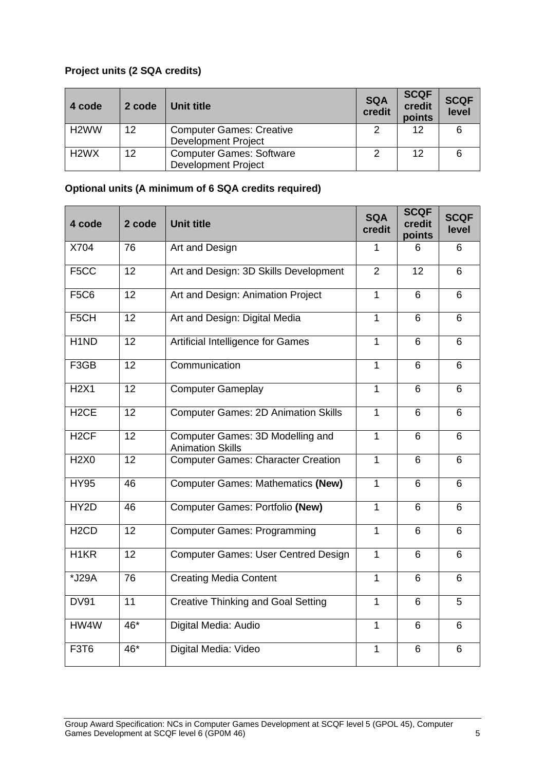**Project units (2 SQA credits)**

| 4 code | 2 code | Unit title | SQA credit | SCQF credit points | SCQF level |
|---|---|---|---|---|---|
| H2WW | 12 | Computer Games: Creative Development Project | 2 | 12 | 6 |
| H2WX | 12 | Computer Games: Software Development Project | 2 | 12 | 6 |

**Optional units (A minimum of 6 SQA credits required)**

| 4 code | 2 code | Unit title | SQA credit | SCQF credit points | SCQF level |
|---|---|---|---|---|---|
| X704 | 76 | Art and Design | 1 | 6 | 6 |
| F5CC | 12 | Art and Design: 3D Skills Development | 2 | 12 | 6 |
| F5C6 | 12 | Art and Design: Animation Project | 1 | 6 | 6 |
| F5CH | 12 | Art and Design: Digital Media | 1 | 6 | 6 |
| H1ND | 12 | Artificial Intelligence for Games | 1 | 6 | 6 |
| F3GB | 12 | Communication | 1 | 6 | 6 |
| H2X1 | 12 | Computer Gameplay | 1 | 6 | 6 |
| H2CE | 12 | Computer Games: 2D Animation Skills | 1 | 6 | 6 |
| H2CF | 12 | Computer Games: 3D Modelling and Animation Skills | 1 | 6 | 6 |
| H2X0 | 12 | Computer Games: Character Creation | 1 | 6 | 6 |
| HY95 | 46 | Computer Games: Mathematics **(New)** | 1 | 6 | 6 |
| HY2D | 46 | Computer Games: Portfolio **(New)** | 1 | 6 | 6 |
| H2CD | 12 | Computer Games: Programming | 1 | 6 | 6 |
| H1KR | 12 | Computer Games: User Centred Design | 1 | 6 | 6 |
| *J29A | 76 | Creating Media Content | 1 | 6 | 6 |
| DV91 | 11 | Creative Thinking and Goal Setting | 1 | 6 | 5 |
| HW4W | 46* | Digital Media: Audio | 1 | 6 | 6 |
| F3T6 | 46* | Digital Media: Video | 1 | 6 | 6 |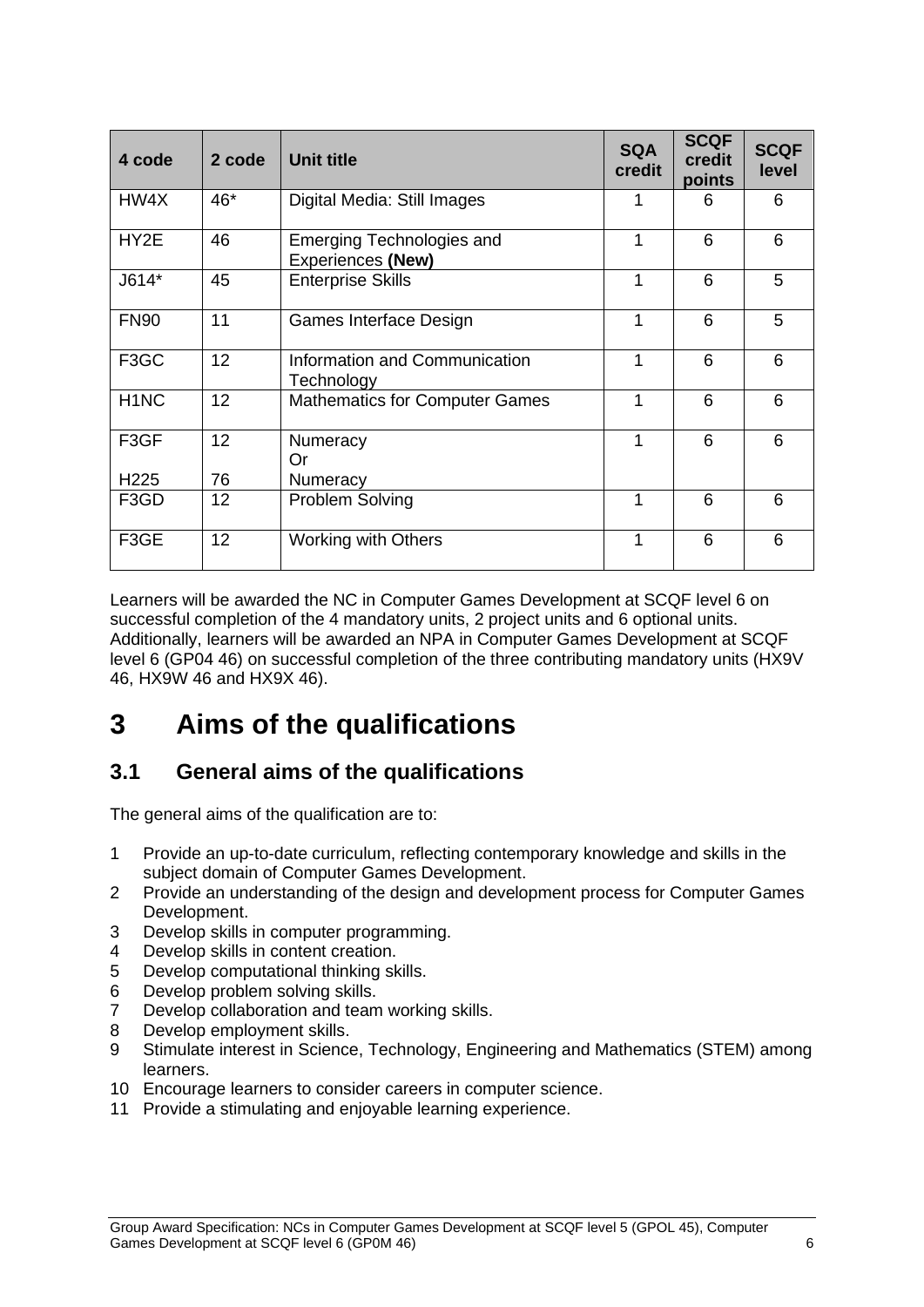| 4 code | 2 code | Unit title | SQA credit | SCQF credit points | SCQF level |
|---|---|---|---|---|---|
| HW4X | 46* | Digital Media: Still Images | 1 | 6 | 6 |
| HY2E | 46 | Emerging Technologies and Experiences **(New)** | 1 | 6 | 6 |
| J614* | 45 | Enterprise Skills | 1 | 6 | 5 |
| FN90 | 11 | Games Interface Design | 1 | 6 | 5 |
| F3GC | 12 | Information and Communication Technology | 1 | 6 | 6 |
| H1NC | 12 | Mathematics for Computer Games | 1 | 6 | 6 |
| F3GF<br><br>H225 | 12<br><br>76 | Numeracy<br>Or<br>Numeracy | 1 | 6 | 6 |
| F3GD | 12 | Problem Solving | 1 | 6 | 6 |
| F3GE | 12 | Working with Others | 1 | 6 | 6 |

Learners will be awarded the NC in Computer Games Development at SCQF level 6 on successful completion of the 4 mandatory units, 2 project units and 6 optional units. Additionally, learners will be awarded an NPA in Computer Games Development at SCQF level 6 (GP04 46) on successful completion of the three contributing mandatory units (HX9V 46, HX9W 46 and HX9X 46).

# 3 Aims of the qualifications

## 3.1 General aims of the qualifications

The general aims of the qualification are to:

1. Provide an up-to-date curriculum, reflecting contemporary knowledge and skills in the subject domain of Computer Games Development.
2. Provide an understanding of the design and development process for Computer Games Development.
3. Develop skills in computer programming.
4. Develop skills in content creation.
5. Develop computational thinking skills.
6. Develop problem solving skills.
7. Develop collaboration and team working skills.
8. Develop employment skills.
9. Stimulate interest in Science, Technology, Engineering and Mathematics (STEM) among learners.
10. Encourage learners to consider careers in computer science.
11. Provide a stimulating and enjoyable learning experience.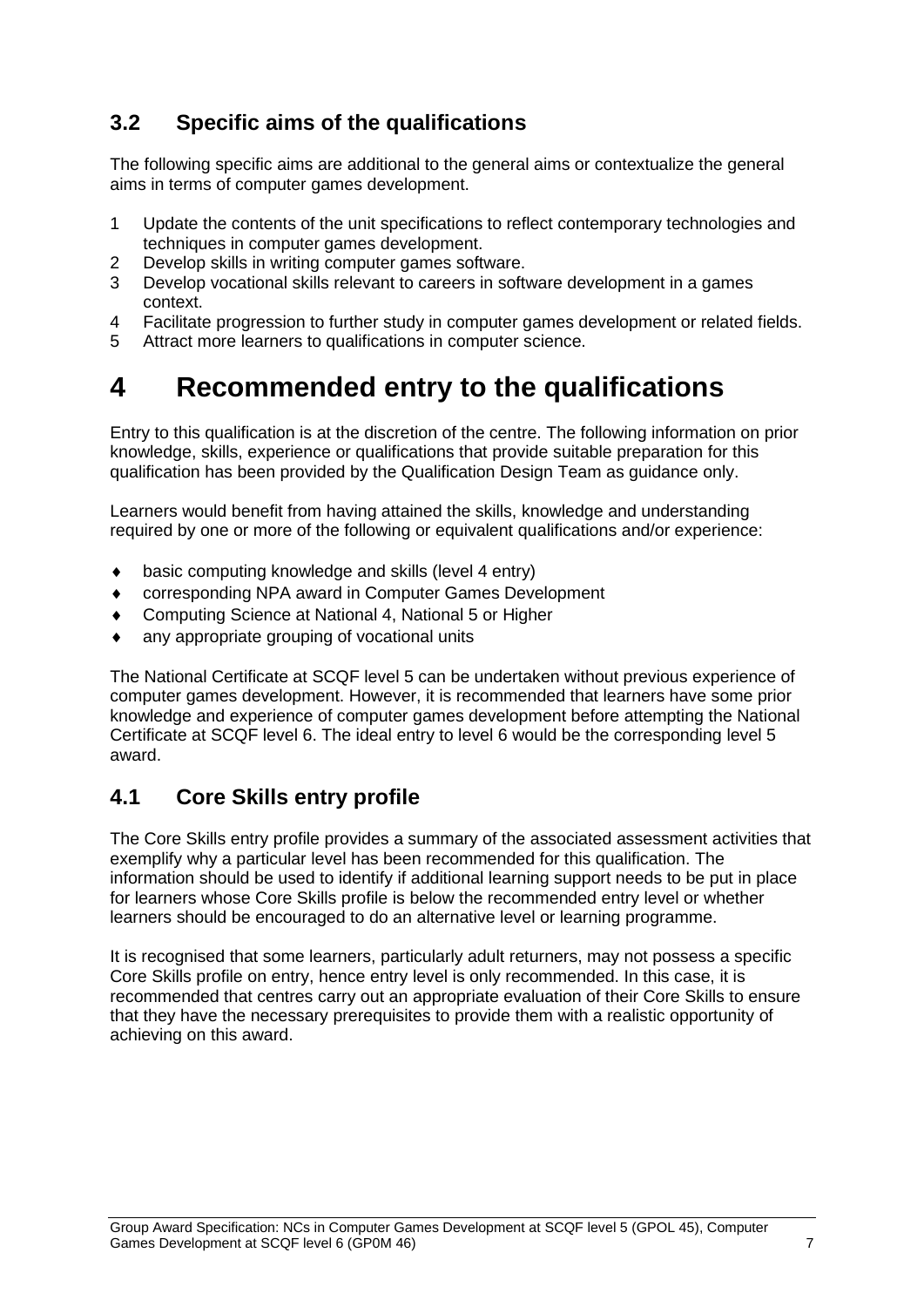### 3.2 Specific aims of the qualifications

The following specific aims are additional to the general aims or contextualize the general aims in terms of computer games development.

1. Update the contents of the unit specifications to reflect contemporary technologies and techniques in computer games development.
2. Develop skills in writing computer games software.
3. Develop vocational skills relevant to careers in software development in a games context.
4. Facilitate progression to further study in computer games development or related fields.
5. Attract more learners to qualifications in computer science.

# 4 Recommended entry to the qualifications

Entry to this qualification is at the discretion of the centre. The following information on prior knowledge, skills, experience or qualifications that provide suitable preparation for this qualification has been provided by the Qualification Design Team as guidance only.

Learners would benefit from having attained the skills, knowledge and understanding required by one or more of the following or equivalent qualifications and/or experience:

- basic computing knowledge and skills (level 4 entry)
- corresponding NPA award in Computer Games Development
- Computing Science at National 4, National 5 or Higher
- any appropriate grouping of vocational units

The National Certificate at SCQF level 5 can be undertaken without previous experience of computer games development. However, it is recommended that learners have some prior knowledge and experience of computer games development before attempting the National Certificate at SCQF level 6. The ideal entry to level 6 would be the corresponding level 5 award.

## 4.1 Core Skills entry profile

The Core Skills entry profile provides a summary of the associated assessment activities that exemplify why a particular level has been recommended for this qualification. The information should be used to identify if additional learning support needs to be put in place for learners whose Core Skills profile is below the recommended entry level or whether learners should be encouraged to do an alternative level or learning programme.

It is recognised that some learners, particularly adult returners, may not possess a specific Core Skills profile on entry, hence entry level is only recommended. In this case, it is recommended that centres carry out an appropriate evaluation of their Core Skills to ensure that they have the necessary prerequisites to provide them with a realistic opportunity of achieving on this award.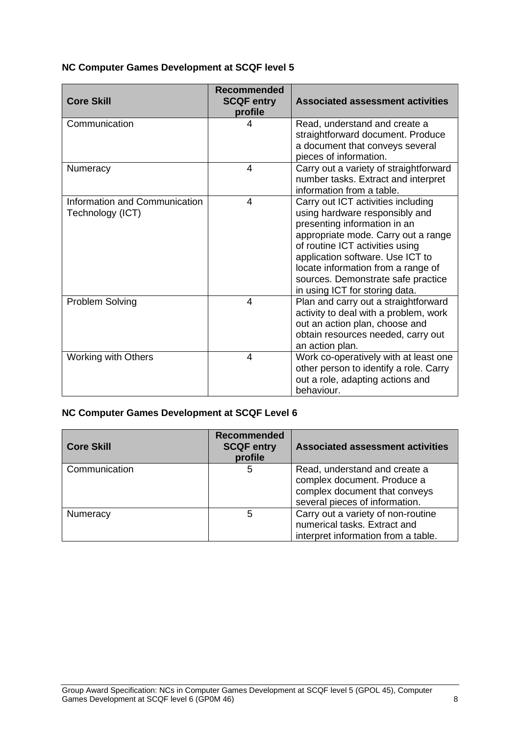**NC Computer Games Development at SCQF level 5**

| Core Skill | Recommended SCQF entry profile | Associated assessment activities |
|---|---|---|
| Communication | 4 | Read, understand and create a straightforward document. Produce a document that conveys several pieces of information. |
| Numeracy | 4 | Carry out a variety of straightforward number tasks. Extract and interpret information from a table. |
| Information and Communication Technology (ICT) | 4 | Carry out ICT activities including using hardware responsibly and presenting information in an appropriate mode. Carry out a range of routine ICT activities using application software. Use ICT to locate information from a range of sources. Demonstrate safe practice in using ICT for storing data. |
| Problem Solving | 4 | Plan and carry out a straightforward activity to deal with a problem, work out an action plan, choose and obtain resources needed, carry out an action plan. |
| Working with Others | 4 | Work co-operatively with at least one other person to identify a role. Carry out a role, adapting actions and behaviour. |

**NC Computer Games Development at SCQF Level 6**

| Core Skill | Recommended SCQF entry profile | Associated assessment activities |
|---|---|---|
| Communication | 5 | Read, understand and create a complex document. Produce a complex document that conveys several pieces of information. |
| Numeracy | 5 | Carry out a variety of non-routine numerical tasks. Extract and interpret information from a table. |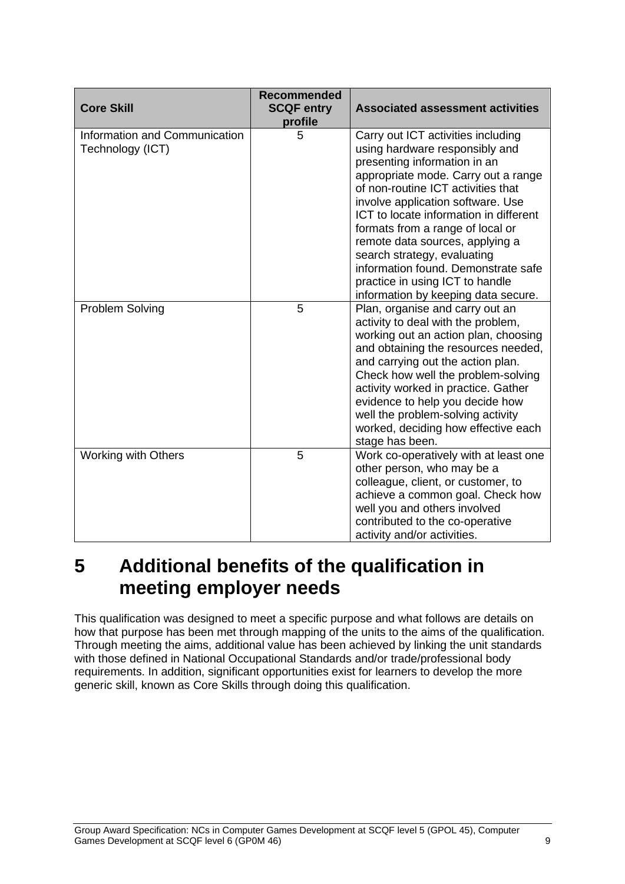| Core Skill | Recommended SCQF entry profile | Associated assessment activities |
|---|---|---|
| Information and Communication Technology (ICT) | 5 | Carry out ICT activities including using hardware responsibly and presenting information in an appropriate mode. Carry out a range of non-routine ICT activities that involve application software. Use ICT to locate information in different formats from a range of local or remote data sources, applying a search strategy, evaluating information found. Demonstrate safe practice in using ICT to handle information by keeping data secure. |
| Problem Solving | 5 | Plan, organise and carry out an activity to deal with the problem, working out an action plan, choosing and obtaining the resources needed, and carrying out the action plan. Check how well the problem-solving activity worked in practice. Gather evidence to help you decide how well the problem-solving activity worked, deciding how effective each stage has been. |
| Working with Others | 5 | Work co-operatively with at least one other person, who may be a colleague, client, or customer, to achieve a common goal. Check how well you and others involved contributed to the co-operative activity and/or activities. |

# 5 Additional benefits of the qualification in meeting employer needs

This qualification was designed to meet a specific purpose and what follows are details on how that purpose has been met through mapping of the units to the aims of the qualification. Through meeting the aims, additional value has been achieved by linking the unit standards with those defined in National Occupational Standards and/or trade/professional body requirements. In addition, significant opportunities exist for learners to develop the more generic skill, known as Core Skills through doing this qualification.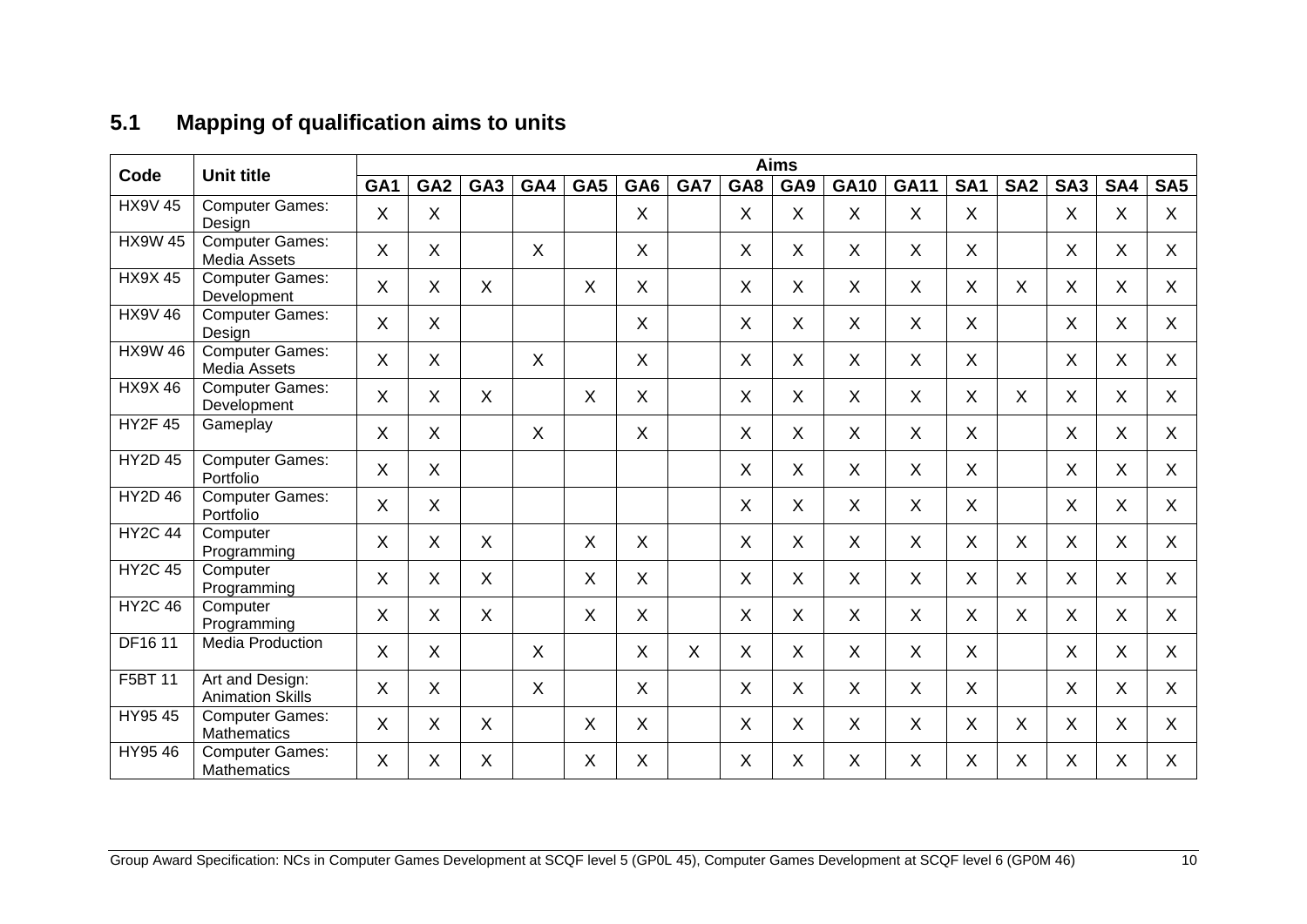## 5.1 Mapping of qualification aims to units

| Code | Unit title | Aims | | | | | | | | | | | | | | | |
|---|---|---|---|---|---|---|---|---|---|---|---|---|---|---|---|---|---|
| | | GA1 | GA2 | GA3 | GA4 | GA5 | GA6 | GA7 | GA8 | GA9 | GA10 | GA11 | SA1 | SA2 | SA3 | SA4 | SA5 |
| HX9V 45 | Computer Games: Design | X | X | | | | X | | X | X | X | X | X | | X | X | X |
| HX9W 45 | Computer Games: Media Assets | X | X | | X | | X | | X | X | X | X | X | | X | X | X |
| HX9X 45 | Computer Games: Development | X | X | X | | X | X | | X | X | X | X | X | X | X | X | X |
| HX9V 46 | Computer Games: Design | X | X | | | | X | | X | X | X | X | X | | X | X | X |
| HX9W 46 | Computer Games: Media Assets | X | X | | X | | X | | X | X | X | X | X | | X | X | X |
| HX9X 46 | Computer Games: Development | X | X | X | | X | X | | X | X | X | X | X | X | X | X | X |
| HY2F 45 | Gameplay | X | X | | X | | X | | X | X | X | X | X | | X | X | X |
| HY2D 45 | Computer Games: Portfolio | X | X | | | | | | X | X | X | X | X | | X | X | X |
| HY2D 46 | Computer Games: Portfolio | X | X | | | | | | X | X | X | X | X | | X | X | X |
| HY2C 44 | Computer Programming | X | X | X | | X | X | | X | X | X | X | X | X | X | X | X |
| HY2C 45 | Computer Programming | X | X | X | | X | X | | X | X | X | X | X | X | X | X | X |
| HY2C 46 | Computer Programming | X | X | X | | X | X | | X | X | X | X | X | X | X | X | X |
| DF16 11 | Media Production | X | X | | X | | X | X | X | X | X | X | X | | X | X | X |
| F5BT 11 | Art and Design: Animation Skills | X | X | | X | | X | | X | X | X | X | X | | X | X | X |
| HY95 45 | Computer Games: Mathematics | X | X | X | | X | X | | X | X | X | X | X | X | X | X | X |
| HY95 46 | Computer Games: Mathematics | X | X | X | | X | X | | X | X | X | X | X | X | X | X | X |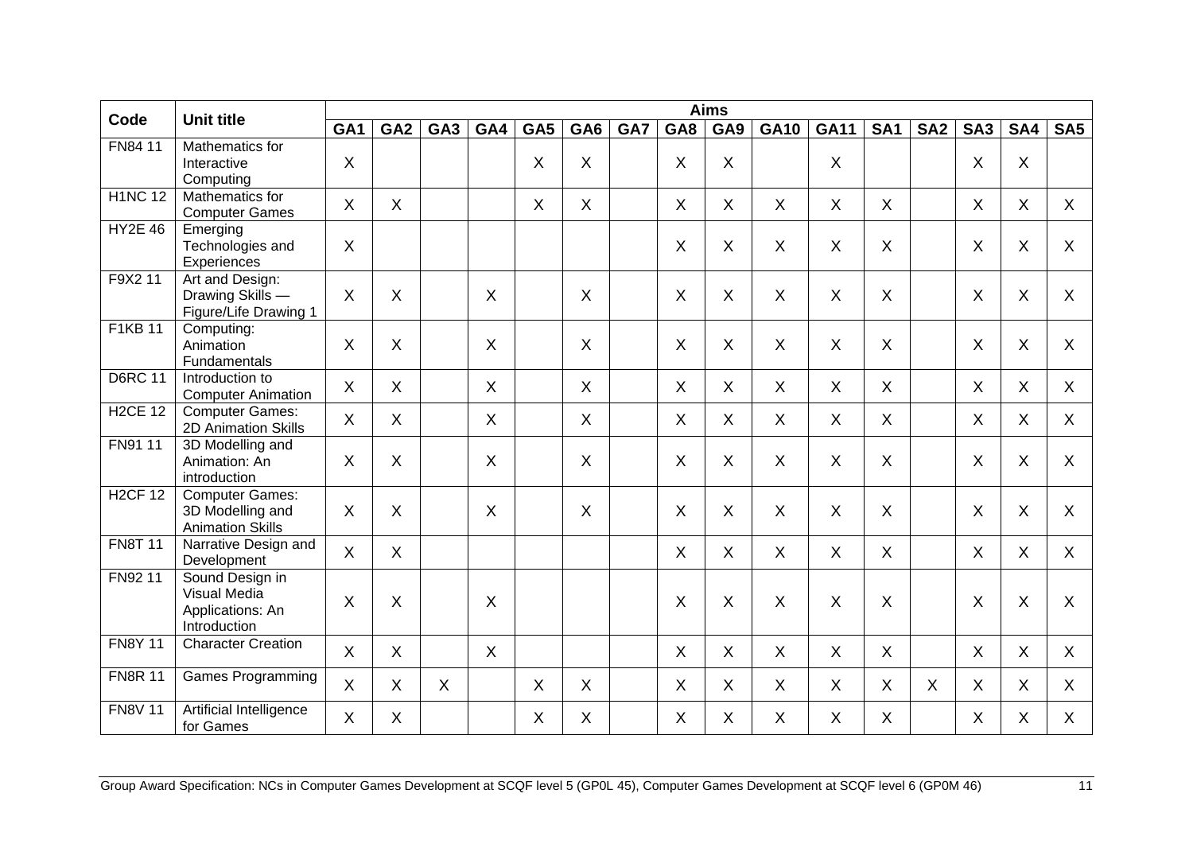| Code | Unit title | Aims | | | | | | | | | | | | | | | |
|---|---|---|---|---|---|---|---|---|---|---|---|---|---|---|---|---|---|
| | | GA1 | GA2 | GA3 | GA4 | GA5 | GA6 | GA7 | GA8 | GA9 | GA10 | GA11 | SA1 | SA2 | SA3 | SA4 | SA5 |
| FN84 11 | Mathematics for Interactive Computing | X | | | | X | X | | X | X | | X | | | X | X | |
| H1NC 12 | Mathematics for Computer Games | X | X | | | X | X | | X | X | X | X | X | | X | X | X |
| HY2E 46 | Emerging Technologies and Experiences | X | | | | | | | X | X | X | X | X | | X | X | X |
| F9X2 11 | Art and Design: Drawing Skills — Figure/Life Drawing 1 | X | X | | X | | X | | X | X | X | X | X | | X | X | X |
| F1KB 11 | Computing: Animation Fundamentals | X | X | | X | | X | | X | X | X | X | X | | X | X | X |
| D6RC 11 | Introduction to Computer Animation | X | X | | X | | X | | X | X | X | X | X | | X | X | X |
| H2CE 12 | Computer Games: 2D Animation Skills | X | X | | X | | X | | X | X | X | X | X | | X | X | X |
| FN91 11 | 3D Modelling and Animation: An introduction | X | X | | X | | X | | X | X | X | X | X | | X | X | X |
| H2CF 12 | Computer Games: 3D Modelling and Animation Skills | X | X | | X | | X | | X | X | X | X | X | | X | X | X |
| FN8T 11 | Narrative Design and Development | X | X | | | | | | X | X | X | X | X | | X | X | X |
| FN92 11 | Sound Design in Visual Media Applications: An Introduction | X | X | | X | | | | X | X | X | X | X | | X | X | X |
| FN8Y 11 | Character Creation | X | X | | X | | | | X | X | X | X | X | | X | X | X |
| FN8R 11 | Games Programming | X | X | X | | X | X | | X | X | X | X | X | X | X | X | X |
| FN8V 11 | Artificial Intelligence for Games | X | X | | | X | X | | X | X | X | X | X | | X | X | X |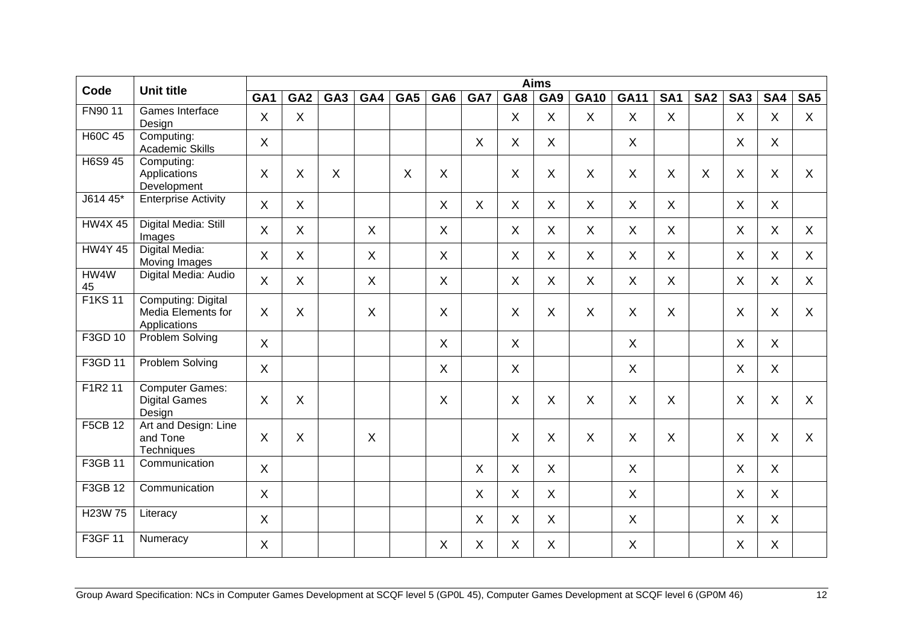| Code | Unit title | Aims | | | | | | | | | | | | | | | |
|---|---|---|---|---|---|---|---|---|---|---|---|---|---|---|---|---|---|
| | | GA1 | GA2 | GA3 | GA4 | GA5 | GA6 | GA7 | GA8 | GA9 | GA10 | GA11 | SA1 | SA2 | SA3 | SA4 | SA5 |
| FN90 11 | Games Interface Design | X | X | | | | | | X | X | X | X | X | | X | X | X |
| H60C 45 | Computing: Academic Skills | X | | | | | | X | X | X | | X | | | X | X | |
| H6S9 45 | Computing: Applications Development | X | X | X | | X | X | | X | X | X | X | X | X | X | X | X |
| J614 45* | Enterprise Activity | X | X | | | | X | X | X | X | X | X | X | | X | X | |
| HW4X 45 | Digital Media: Still Images | X | X | | X | | X | | X | X | X | X | X | | X | X | X |
| HW4Y 45 | Digital Media: Moving Images | X | X | | X | | X | | X | X | X | X | X | | X | X | X |
| HW4W 45 | Digital Media: Audio | X | X | | X | | X | | X | X | X | X | X | | X | X | X |
| F1KS 11 | Computing: Digital Media Elements for Applications | X | X | | X | | X | | X | X | X | X | X | | X | X | X |
| F3GD 10 | Problem Solving | X | | | | | X | | X | | | X | | | X | X | |
| F3GD 11 | Problem Solving | X | | | | | X | | X | | | X | | | X | X | |
| F1R2 11 | Computer Games: Digital Games Design | X | X | | | | X | | X | X | X | X | X | | X | X | X |
| F5CB 12 | Art and Design: Line and Tone Techniques | X | X | | X | | | | X | X | X | X | X | | X | X | X |
| F3GB 11 | Communication | X | | | | | | X | X | X | | X | | | X | X | |
| F3GB 12 | Communication | X | | | | | | X | X | X | | X | | | X | X | |
| H23W 75 | Literacy | X | | | | | | X | X | X | | X | | | X | X | |
| F3GF 11 | Numeracy | X | | | | | X | X | X | X | | X | | | X | X | |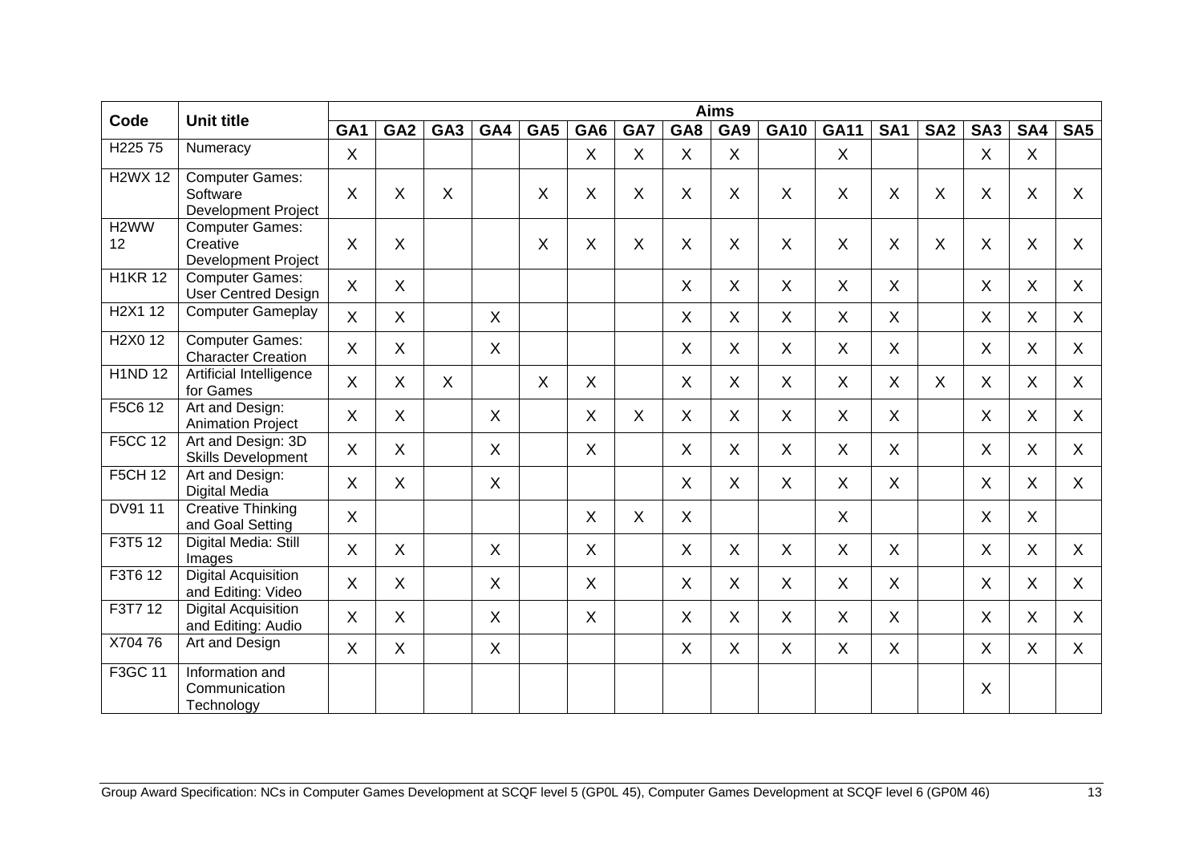| Code | Unit title | Aims | | | | | | | | | | | | | | | |
|---|---|---|---|---|---|---|---|---|---|---|---|---|---|---|---|---|---|
| | | GA1 | GA2 | GA3 | GA4 | GA5 | GA6 | GA7 | GA8 | GA9 | GA10 | GA11 | SA1 | SA2 | SA3 | SA4 | SA5 |
| H225 75 | Numeracy | X | | | | | X | X | X | X | | X | | | X | X | |
| H2WX 12 | Computer Games: Software Development Project | X | X | X | | X | X | X | X | X | X | X | X | X | X | X | X |
| H2WW 12 | Computer Games: Creative Development Project | X | X | | | X | X | X | X | X | X | X | X | X | X | X | X |
| H1KR 12 | Computer Games: User Centred Design | X | X | | | | | | X | X | X | X | X | | X | X | X |
| H2X1 12 | Computer Gameplay | X | X | | X | | | | X | X | X | X | X | | X | X | X |
| H2X0 12 | Computer Games: Character Creation | X | X | | X | | | | X | X | X | X | X | | X | X | X |
| H1ND 12 | Artificial Intelligence for Games | X | X | X | | X | X | | X | X | X | X | X | X | X | X | X |
| F5C6 12 | Art and Design: Animation Project | X | X | | X | | X | X | X | X | X | X | X | | X | X | X |
| F5CC 12 | Art and Design: 3D Skills Development | X | X | | X | | X | | X | X | X | X | X | | X | X | X |
| F5CH 12 | Art and Design: Digital Media | X | X | | X | | | | X | X | X | X | X | | X | X | X |
| DV91 11 | Creative Thinking and Goal Setting | X | | | | | X | X | X | | | X | | | X | X | |
| F3T5 12 | Digital Media: Still Images | X | X | | X | | X | | X | X | X | X | X | | X | X | X |
| F3T6 12 | Digital Acquisition and Editing: Video | X | X | | X | | X | | X | X | X | X | X | | X | X | X |
| F3T7 12 | Digital Acquisition and Editing: Audio | X | X | | X | | X | | X | X | X | X | X | | X | X | X |
| X704 76 | Art and Design | X | X | | X | | | | X | X | X | X | X | | X | X | X |
| F3GC 11 | Information and Communication Technology | | | | | | | | | | | | | | X | | |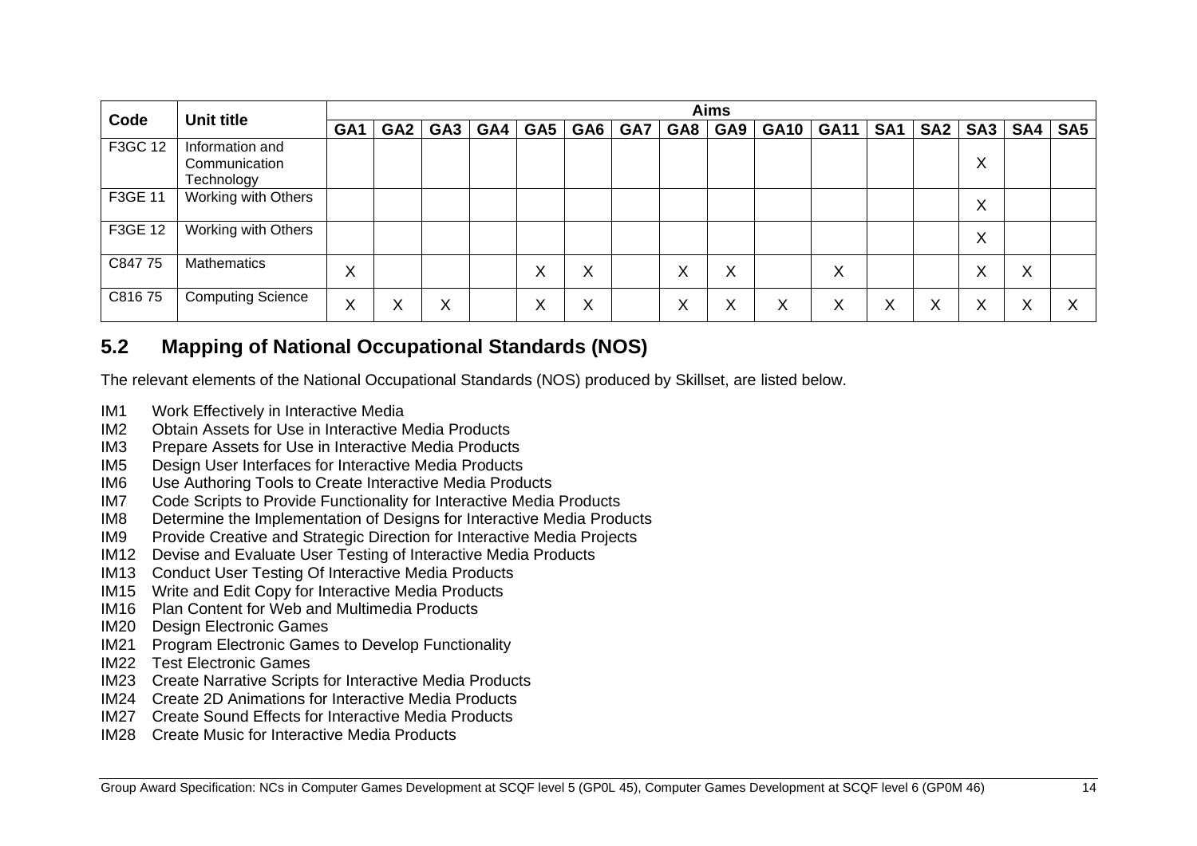| Code | Unit title | Aims | | | | | | | | | | | | | | | |
|---|---|---|---|---|---|---|---|---|---|---|---|---|---|---|---|---|---|
| | | GA1 | GA2 | GA3 | GA4 | GA5 | GA6 | GA7 | GA8 | GA9 | GA10 | GA11 | SA1 | SA2 | SA3 | SA4 | SA5 |
| F3GC 12 | Information and Communication Technology | | | | | | | | | | | | | | X | | |
| F3GE 11 | Working with Others | | | | | | | | | | | | | | X | | |
| F3GE 12 | Working with Others | | | | | | | | | | | | | | X | | |
| C847 75 | Mathematics | X | | | | X | X | | X | X | | X | | | X | X | |
| C816 75 | Computing Science | X | X | X | | X | X | | X | X | X | X | X | X | X | X | X |

## 5.2 Mapping of National Occupational Standards (NOS)

The relevant elements of the National Occupational Standards (NOS) produced by Skillset, are listed below.

- IM1 Work Effectively in Interactive Media
- IM2 Obtain Assets for Use in Interactive Media Products
- IM3 Prepare Assets for Use in Interactive Media Products
- IM5 Design User Interfaces for Interactive Media Products
- IM6 Use Authoring Tools to Create Interactive Media Products
- IM7 Code Scripts to Provide Functionality for Interactive Media Products
- IM8 Determine the Implementation of Designs for Interactive Media Products
- IM9 Provide Creative and Strategic Direction for Interactive Media Projects
- IM12 Devise and Evaluate User Testing of Interactive Media Products
- IM13 Conduct User Testing Of Interactive Media Products
- IM15 Write and Edit Copy for Interactive Media Products
- IM16 Plan Content for Web and Multimedia Products
- IM20 Design Electronic Games
- IM21 Program Electronic Games to Develop Functionality
- IM22 Test Electronic Games
- IM23 Create Narrative Scripts for Interactive Media Products
- IM24 Create 2D Animations for Interactive Media Products
- IM27 Create Sound Effects for Interactive Media Products
- IM28 Create Music for Interactive Media Products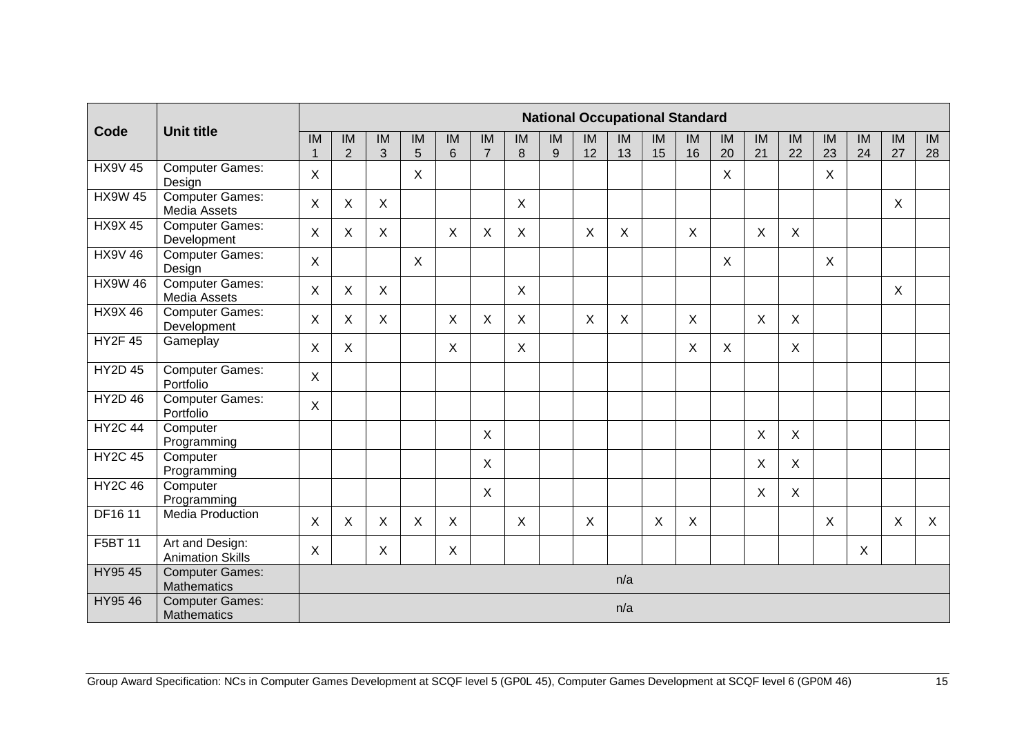| Code | Unit title | National Occupational Standard | | | | | | | | | | | | | | | | | | |
|---|---|---|---|---|---|---|---|---|---|---|---|---|---|---|---|---|---|---|---|---|
| | | IM 1 | IM 2 | IM 3 | IM 5 | IM 6 | IM 7 | IM 8 | IM 9 | IM 12 | IM 13 | IM 15 | IM 16 | IM 20 | IM 21 | IM 22 | IM 23 | IM 24 | IM 27 | IM 28 |
| HX9V 45 | Computer Games: Design | X | | | X | | | | | | | | | X | | | X | | | |
| HX9W 45 | Computer Games: Media Assets | X | X | X | | | | X | | | | | | | | | | | X | |
| HX9X 45 | Computer Games: Development | X | X | X | | X | X | X | | X | X | | X | | X | X | | | | |
| HX9V 46 | Computer Games: Design | X | | | X | | | | | | | | | X | | | X | | | |
| HX9W 46 | Computer Games: Media Assets | X | X | X | | | | X | | | | | | | | | | | X | |
| HX9X 46 | Computer Games: Development | X | X | X | | X | X | X | | X | X | | X | | X | X | | | | |
| HY2F 45 | Gameplay | X | X | | | X | | X | | | | | X | X | | X | | | | |
| HY2D 45 | Computer Games: Portfolio | X | | | | | | | | | | | | | | | | | | |
| HY2D 46 | Computer Games: Portfolio | X | | | | | | | | | | | | | | | | | | |
| HY2C 44 | Computer Programming | | | | | | X | | | | | | | | X | X | | | | |
| HY2C 45 | Computer Programming | | | | | | X | | | | | | | | X | X | | | | |
| HY2C 46 | Computer Programming | | | | | | X | | | | | | | | X | X | | | | |
| DF16 11 | Media Production | X | X | X | X | X | | X | | X | | X | X | | | | X | | X | X |
| F5BT 11 | Art and Design: Animation Skills | X | | X | | X | | | | | | | | | | | | X | | |
| HY95 45 | Computer Games: Mathematics | n/a | | | | | | | | | | | | | | | | | | |
| HY95 46 | Computer Games: Mathematics | n/a | | | | | | | | | | | | | | | | | | |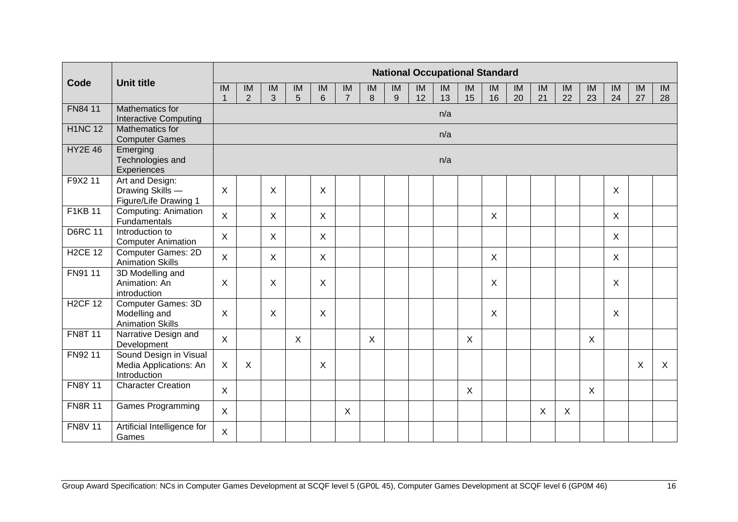| Code | Unit title | National Occupational Standard | | | | | | | | | | | | | | | | | | |
|---|---|---|---|---|---|---|---|---|---|---|---|---|---|---|---|---|---|---|---|---|
| | | IM 1 | IM 2 | IM 3 | IM 5 | IM 6 | IM 7 | IM 8 | IM 9 | IM 12 | IM 13 | IM 15 | IM 16 | IM 20 | IM 21 | IM 22 | IM 23 | IM 24 | IM 27 | IM 28 |
| FN84 11 | Mathematics for Interactive Computing | n/a | | | | | | | | | | | | | | | | | | |
| H1NC 12 | Mathematics for Computer Games | n/a | | | | | | | | | | | | | | | | | | |
| HY2E 46 | Emerging Technologies and Experiences | n/a | | | | | | | | | | | | | | | | | | |
| F9X2 11 | Art and Design: Drawing Skills — Figure/Life Drawing 1 | X | | X | | X | | | | | | | | | | | | X | | |
| F1KB 11 | Computing: Animation Fundamentals | X | | X | | X | | | | | | | X | | | | | X | | |
| D6RC 11 | Introduction to Computer Animation | X | | X | | X | | | | | | | | | | | | X | | |
| H2CE 12 | Computer Games: 2D Animation Skills | X | | X | | X | | | | | | | X | | | | | X | | |
| FN91 11 | 3D Modelling and Animation: An introduction | X | | X | | X | | | | | | | X | | | | | X | | |
| H2CF 12 | Computer Games: 3D Modelling and Animation Skills | X | | X | | X | | | | | | | X | | | | | X | | |
| FN8T 11 | Narrative Design and Development | X | | | X | | | X | | | | X | | | | | X | | | |
| FN92 11 | Sound Design in Visual Media Applications: An Introduction | X | X | | | X | | | | | | | | | | | | | X | X |
| FN8Y 11 | Character Creation | X | | | | | | | | | | X | | | | | X | | | |
| FN8R 11 | Games Programming | X | | | | | X | | | | | | | | X | X | | | | |
| FN8V 11 | Artificial Intelligence for Games | X | | | | | | | | | | | | | | | | | | |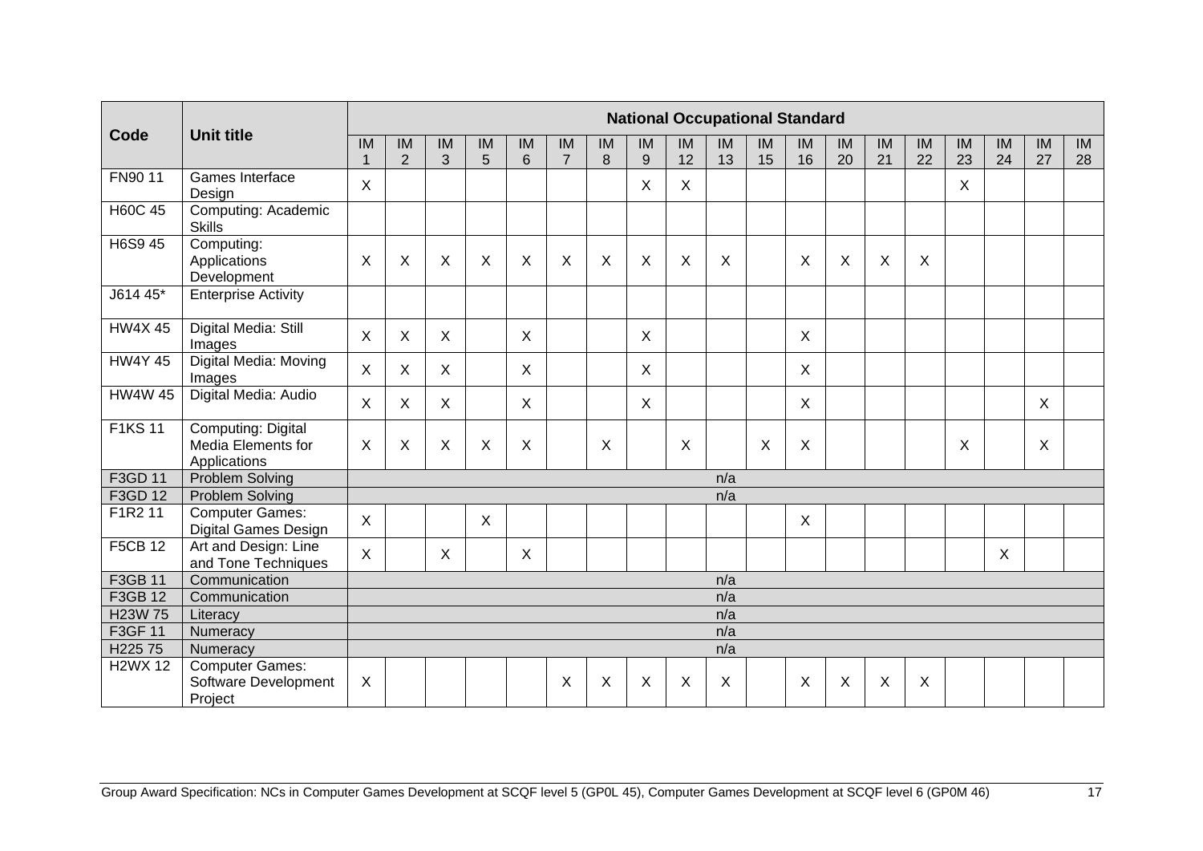| Code | Unit title | National Occupational Standard | | | | | | | | | | | | | | | | | | |
|---|---|---|---|---|---|---|---|---|---|---|---|---|---|---|---|---|---|---|---|---|
| | | IM 1 | IM 2 | IM 3 | IM 5 | IM 6 | IM 7 | IM 8 | IM 9 | IM 12 | IM 13 | IM 15 | IM 16 | IM 20 | IM 21 | IM 22 | IM 23 | IM 24 | IM 27 | IM 28 |
| FN90 11 | Games Interface Design | X | | | | | | | X | X | | | | | | | X | | | |
| H60C 45 | Computing: Academic Skills | | | | | | | | | | | | | | | | | | | |
| H6S9 45 | Computing: Applications Development | X | X | X | X | X | X | X | X | X | X | | X | X | X | X | | | | |
| J614 45* | Enterprise Activity | | | | | | | | | | | | | | | | | | | |
| HW4X 45 | Digital Media: Still Images | X | X | X | | X | | | X | | | | X | | | | | | | |
| HW4Y 45 | Digital Media: Moving Images | X | X | X | | X | | | X | | | | X | | | | | | | |
| HW4W 45 | Digital Media: Audio | X | X | X | | X | | | X | | | | X | | | | | | X | |
| F1KS 11 | Computing: Digital Media Elements for Applications | X | X | X | X | X | | X | | X | | X | X | | | | X | | X | |
| F3GD 11 | Problem Solving | n/a | | | | | | | | | | | | | | | | | | |
| F3GD 12 | Problem Solving | n/a | | | | | | | | | | | | | | | | | | |
| F1R2 11 | Computer Games: Digital Games Design | X | | | X | | | | | | | | X | | | | | | | |
| F5CB 12 | Art and Design: Line and Tone Techniques | X | | X | | X | | | | | | | | | | | | X | | |
| F3GB 11 | Communication | n/a | | | | | | | | | | | | | | | | | | |
| F3GB 12 | Communication | n/a | | | | | | | | | | | | | | | | | | |
| H23W 75 | Literacy | n/a | | | | | | | | | | | | | | | | | | |
| F3GF 11 | Numeracy | n/a | | | | | | | | | | | | | | | | | | |
| H225 75 | Numeracy | n/a | | | | | | | | | | | | | | | | | | |
| H2WX 12 | Computer Games: Software Development Project | X | | | | | X | X | X | X | X | | X | X | X | X | | | | |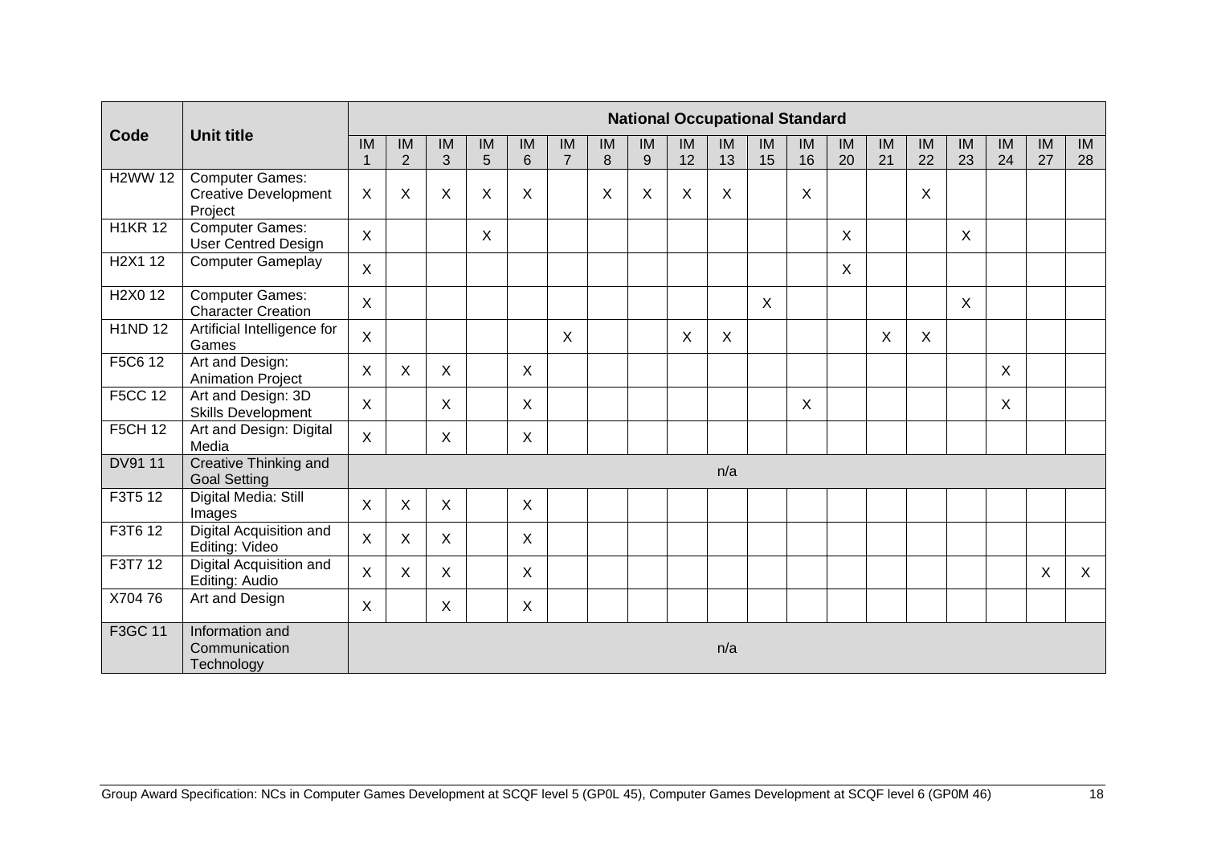| Code | Unit title | National Occupational Standard | | | | | | | | | | | | | | | | | | |
|---|---|---|---|---|---|---|---|---|---|---|---|---|---|---|---|---|---|---|---|---|
| | | IM 1 | IM 2 | IM 3 | IM 5 | IM 6 | IM 7 | IM 8 | IM 9 | IM 12 | IM 13 | IM 15 | IM 16 | IM 20 | IM 21 | IM 22 | IM 23 | IM 24 | IM 27 | IM 28 |
| H2WW 12 | Computer Games: Creative Development Project | X | X | X | X | X | | X | X | X | X | | X | | | X | | | | |
| H1KR 12 | Computer Games: User Centred Design | X | | | X | | | | | | | | | X | | | X | | | |
| H2X1 12 | Computer Gameplay | X | | | | | | | | | | | | X | | | | | | |
| H2X0 12 | Computer Games: Character Creation | X | | | | | | | | | | X | | | | | X | | | |
| H1ND 12 | Artificial Intelligence for Games | X | | | | | X | | | X | X | | | | X | X | | | | |
| F5C6 12 | Art and Design: Animation Project | X | X | X | | X | | | | | | | | | | | | X | | |
| F5CC 12 | Art and Design: 3D Skills Development | X | | X | | X | | | | | | | X | | | | | X | | |
| F5CH 12 | Art and Design: Digital Media | X | | X | | X | | | | | | | | | | | | | | |
| DV91 11 | Creative Thinking and Goal Setting | n/a | | | | | | | | | | | | | | | | | | |
| F3T5 12 | Digital Media: Still Images | X | X | X | | X | | | | | | | | | | | | | | |
| F3T6 12 | Digital Acquisition and Editing: Video | X | X | X | | X | | | | | | | | | | | | | | |
| F3T7 12 | Digital Acquisition and Editing: Audio | X | X | X | | X | | | | | | | | | | | | | X | X |
| X704 76 | Art and Design | X | | X | | X | | | | | | | | | | | | | | |
| F3GC 11 | Information and Communication Technology | n/a | | | | | | | | | | | | | | | | | | |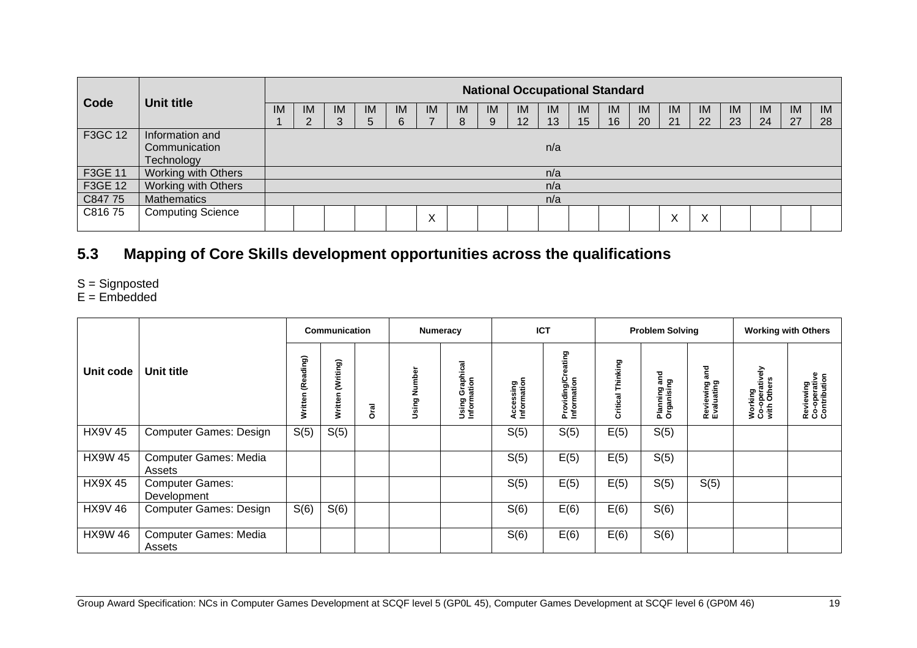| Code | Unit title | National Occupational Standard | | | | | | | | | | | | | | | | | | |
|---|---|---|---|---|---|---|---|---|---|---|---|---|---|---|---|---|---|---|---|---|
| | | IM 1 | IM 2 | IM 3 | IM 5 | IM 6 | IM 7 | IM 8 | IM 9 | IM 12 | IM 13 | IM 15 | IM 16 | IM 20 | IM 21 | IM 22 | IM 23 | IM 24 | IM 27 | IM 28 |
| F3GC 12 | Information and Communication Technology | | | | | | | | | | n/a | | | | | | | | | |
| F3GE 11 | Working with Others | | | | | | | | | | n/a | | | | | | | | | |
| F3GE 12 | Working with Others | | | | | | | | | | n/a | | | | | | | | | |
| C847 75 | Mathematics | | | | | | | | | | n/a | | | | | | | | | |
| C816 75 | Computing Science | | | | | | X | | | | | | | | X | X | | | | |

## 5.3 Mapping of Core Skills development opportunities across the qualifications

S = Signposted
E = Embedded

| Unit code | Unit title | Communication | | | Numeracy | | ICT | | Problem Solving | | | Working with Others | |
|---|---|---|---|---|---|---|---|---|---|---|---|---|---|
| | | Written (Reading) | Written (Writing) | Oral | Using Number | Using Graphical Information | Accessing Information | Providing/Creating Information | Critical Thinking | Planning and Organising | Reviewing and Evaluating | Working Co-operatively with Others | Reviewing Co-operative Contribution |
| HX9V 45 | Computer Games: Design | S(5) | S(5) | | | | S(5) | S(5) | E(5) | S(5) | | | |
| HX9W 45 | Computer Games: Media Assets | | | | | | S(5) | E(5) | E(5) | S(5) | | | |
| HX9X 45 | Computer Games: Development | | | | | | S(5) | E(5) | E(5) | S(5) | S(5) | | |
| HX9V 46 | Computer Games: Design | S(6) | S(6) | | | | S(6) | E(6) | E(6) | S(6) | | | |
| HX9W 46 | Computer Games: Media Assets | | | | | | S(6) | E(6) | E(6) | S(6) | | | |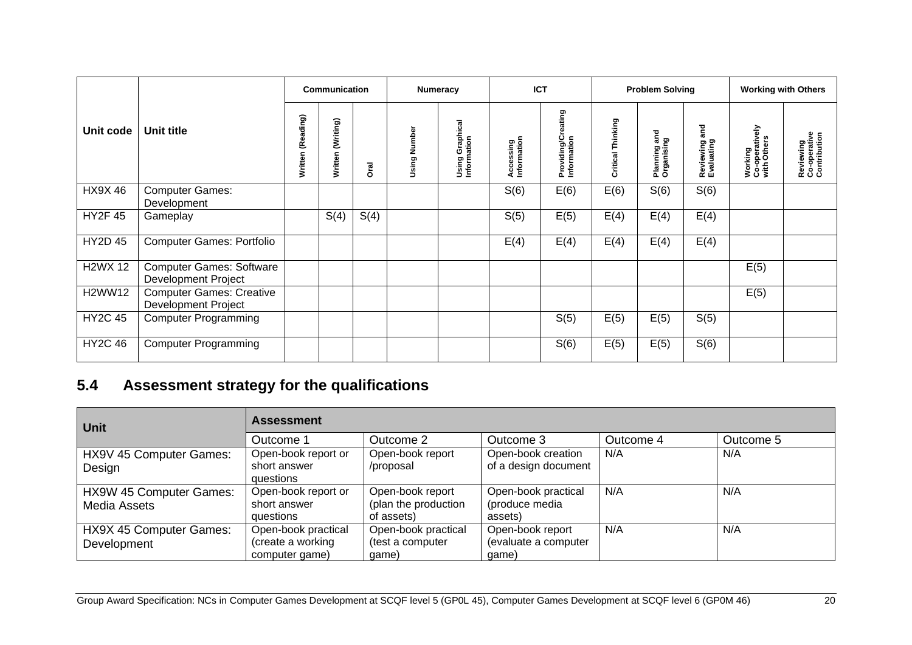| Unit code | Unit title | Communication | | | Numeracy | | ICT | | Problem Solving | | | Working with Others | |
|---|---|---|---|---|---|---|---|---|---|---|---|---|---|
| | | Written (Reading) | Written (Writing) | Oral | Using Number | Using Graphical Information | Accessing Information | Providing/Creating Information | Critical Thinking | Planning and Organising | Reviewing and Evaluating | Working Co-operatively with Others | Reviewing Co-operative Contribution |
| HX9X 46 | Computer Games: Development | | | | | | S(6) | E(6) | E(6) | S(6) | S(6) | | |
| HY2F 45 | Gameplay | | S(4) | S(4) | | | S(5) | E(5) | E(4) | E(4) | E(4) | | |
| HY2D 45 | Computer Games: Portfolio | | | | | | E(4) | E(4) | E(4) | E(4) | E(4) | | |
| H2WX 12 | Computer Games: Software Development Project | | | | | | | | | | | E(5) | |
| H2WW12 | Computer Games: Creative Development Project | | | | | | | | | | | E(5) | |
| HY2C 45 | Computer Programming | | | | | | | S(5) | E(5) | E(5) | S(5) | | |
| HY2C 46 | Computer Programming | | | | | | | S(6) | E(5) | E(5) | S(6) | | |

## 5.4 Assessment strategy for the qualifications

| Unit | Assessment | | | | |
|---|---|---|---|---|---|
| | Outcome 1 | Outcome 2 | Outcome 3 | Outcome 4 | Outcome 5 |
| HX9V 45 Computer Games: Design | Open-book report or short answer questions | Open-book report /proposal | Open-book creation of a design document | N/A | N/A |
| HX9W 45 Computer Games: Media Assets | Open-book report or short answer questions | Open-book report (plan the production of assets) | Open-book practical (produce media assets) | N/A | N/A |
| HX9X 45 Computer Games: Development | Open-book practical (create a working computer game) | Open-book practical (test a computer game) | Open-book report (evaluate a computer game) | N/A | N/A |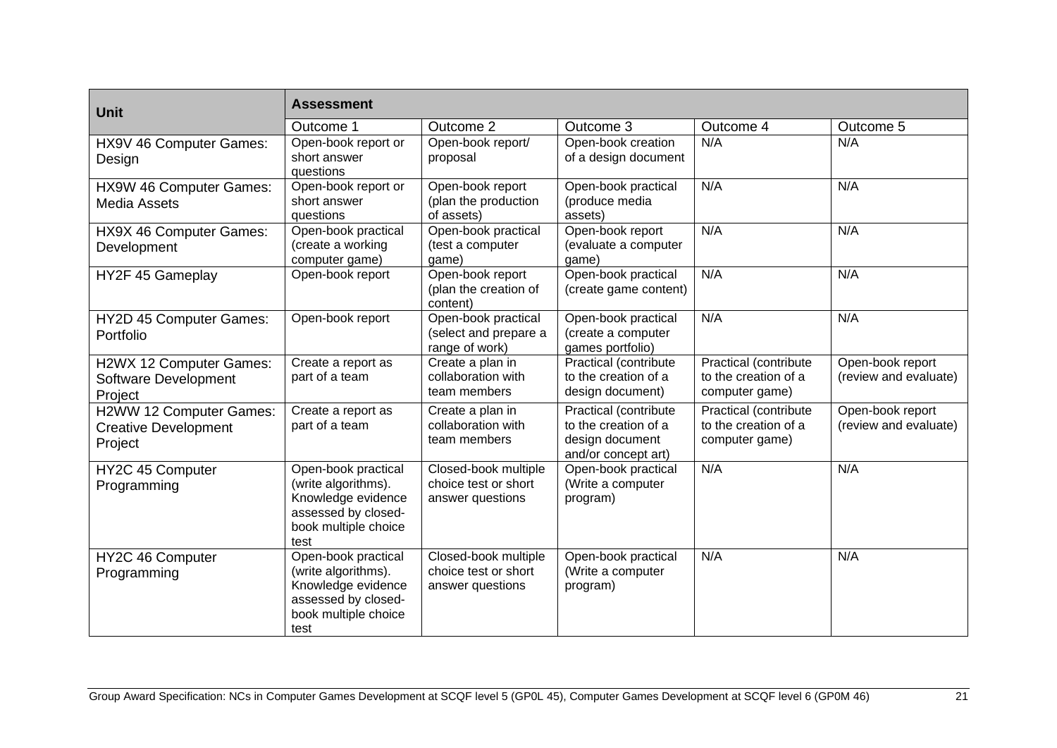| Unit | Assessment | | | | |
|---|---|---|---|---|---|
| | Outcome 1 | Outcome 2 | Outcome 3 | Outcome 4 | Outcome 5 |
| HX9V 46 Computer Games: Design | Open-book report or short answer questions | Open-book report/ proposal | Open-book creation of a design document | N/A | N/A |
| HX9W 46 Computer Games: Media Assets | Open-book report or short answer questions | Open-book report (plan the production of assets) | Open-book practical (produce media assets) | N/A | N/A |
| HX9X 46 Computer Games: Development | Open-book practical (create a working computer game) | Open-book practical (test a computer game) | Open-book report (evaluate a computer game) | N/A | N/A |
| HY2F 45 Gameplay | Open-book report | Open-book report (plan the creation of content) | Open-book practical (create game content) | N/A | N/A |
| HY2D 45 Computer Games: Portfolio | Open-book report | Open-book practical (select and prepare a range of work) | Open-book practical (create a computer games portfolio) | N/A | N/A |
| H2WX 12 Computer Games: Software Development Project | Create a report as part of a team | Create a plan in collaboration with team members | Practical (contribute to the creation of a design document) | Practical (contribute to the creation of a computer game) | Open-book report (review and evaluate) |
| H2WW 12 Computer Games: Creative Development Project | Create a report as part of a team | Create a plan in collaboration with team members | Practical (contribute to the creation of a design document and/or concept art) | Practical (contribute to the creation of a computer game) | Open-book report (review and evaluate) |
| HY2C 45 Computer Programming | Open-book practical (write algorithms). Knowledge evidence assessed by closed-book multiple choice test | Closed-book multiple choice test or short answer questions | Open-book practical (Write a computer program) | N/A | N/A |
| HY2C 46 Computer Programming | Open-book practical (write algorithms). Knowledge evidence assessed by closed-book multiple choice test | Closed-book multiple choice test or short answer questions | Open-book practical (Write a computer program) | N/A | N/A |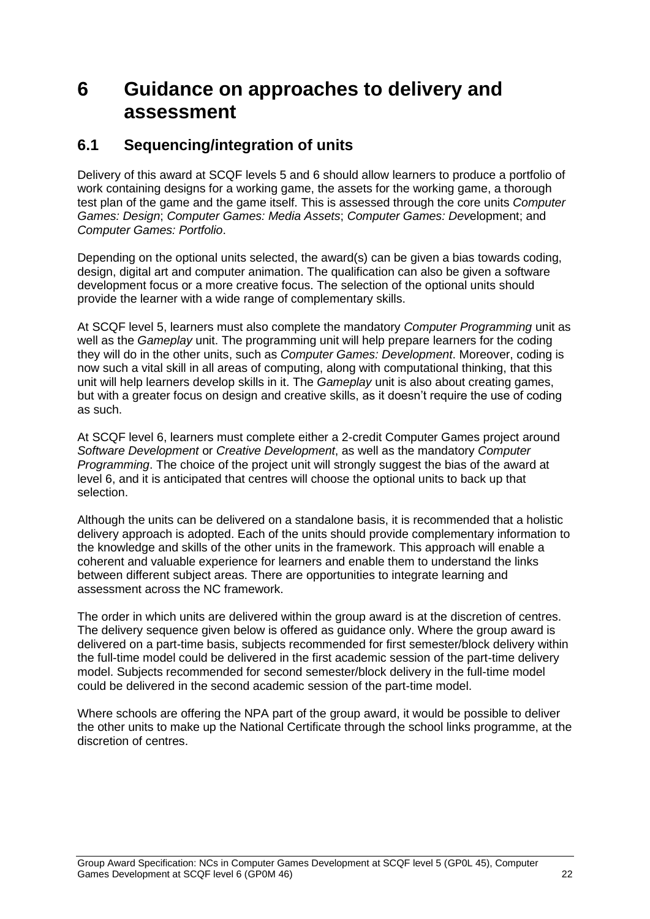# 6 Guidance on approaches to delivery and assessment

## 6.1 Sequencing/integration of units

Delivery of this award at SCQF levels 5 and 6 should allow learners to produce a portfolio of work containing designs for a working game, the assets for the working game, a thorough test plan of the game and the game itself. This is assessed through the core units *Computer Games: Design*; *Computer Games: Media Assets*; *Computer Games: Dev*elopment; and *Computer Games: Portfolio*.

Depending on the optional units selected, the award(s) can be given a bias towards coding, design, digital art and computer animation. The qualification can also be given a software development focus or a more creative focus. The selection of the optional units should provide the learner with a wide range of complementary skills.

At SCQF level 5, learners must also complete the mandatory *Computer Programming* unit as well as the *Gameplay* unit. The programming unit will help prepare learners for the coding they will do in the other units, such as *Computer Games: Development*. Moreover, coding is now such a vital skill in all areas of computing, along with computational thinking, that this unit will help learners develop skills in it. The *Gameplay* unit is also about creating games, but with a greater focus on design and creative skills, as it doesn't require the use of coding as such.

At SCQF level 6, learners must complete either a 2-credit Computer Games project around *Software Development* or *Creative Development*, as well as the mandatory *Computer Programming*. The choice of the project unit will strongly suggest the bias of the award at level 6, and it is anticipated that centres will choose the optional units to back up that selection.

Although the units can be delivered on a standalone basis, it is recommended that a holistic delivery approach is adopted. Each of the units should provide complementary information to the knowledge and skills of the other units in the framework. This approach will enable a coherent and valuable experience for learners and enable them to understand the links between different subject areas. There are opportunities to integrate learning and assessment across the NC framework.

The order in which units are delivered within the group award is at the discretion of centres. The delivery sequence given below is offered as guidance only. Where the group award is delivered on a part-time basis, subjects recommended for first semester/block delivery within the full-time model could be delivered in the first academic session of the part-time delivery model. Subjects recommended for second semester/block delivery in the full-time model could be delivered in the second academic session of the part-time model.

Where schools are offering the NPA part of the group award, it would be possible to deliver the other units to make up the National Certificate through the school links programme, at the discretion of centres.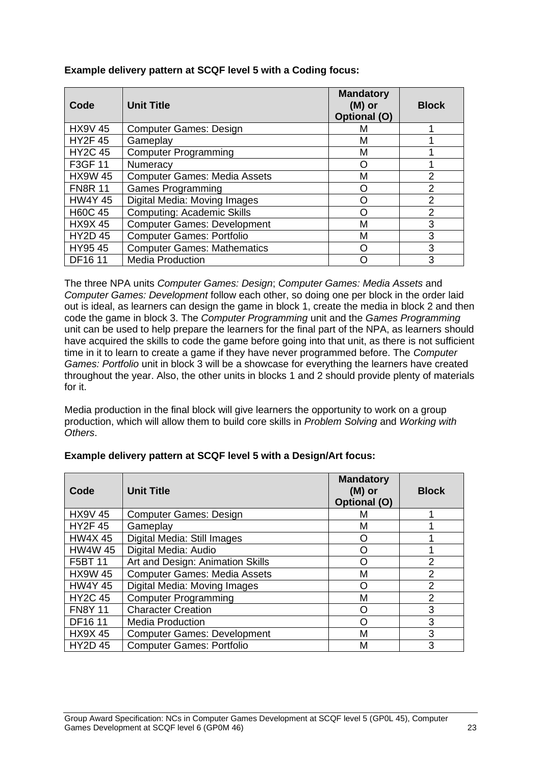**Example delivery pattern at SCQF level 5 with a Coding focus:**

| Code | Unit Title | Mandatory (M) or Optional (O) | Block |
|---|---|---|---|
| HX9V 45 | Computer Games: Design | M | 1 |
| HY2F 45 | Gameplay | M | 1 |
| HY2C 45 | Computer Programming | M | 1 |
| F3GF 11 | Numeracy | O | 1 |
| HX9W 45 | Computer Games: Media Assets | M | 2 |
| FN8R 11 | Games Programming | O | 2 |
| HW4Y 45 | Digital Media: Moving Images | O | 2 |
| H60C 45 | Computing: Academic Skills | O | 2 |
| HX9X 45 | Computer Games: Development | M | 3 |
| HY2D 45 | Computer Games: Portfolio | M | 3 |
| HY95 45 | Computer Games: Mathematics | O | 3 |
| DF16 11 | Media Production | O | 3 |

The three NPA units *Computer Games: Design*; *Computer Games: Media Assets* and *Computer Games: Development* follow each other, so doing one per block in the order laid out is ideal, as learners can design the game in block 1, create the media in block 2 and then code the game in block 3. The *Computer Programming* unit and the *Games Programming* unit can be used to help prepare the learners for the final part of the NPA, as learners should have acquired the skills to code the game before going into that unit, as there is not sufficient time in it to learn to create a game if they have never programmed before. The *Computer Games: Portfolio* unit in block 3 will be a showcase for everything the learners have created throughout the year. Also, the other units in blocks 1 and 2 should provide plenty of materials for it.

Media production in the final block will give learners the opportunity to work on a group production, which will allow them to build core skills in *Problem Solving* and *Working with Others*.

**Example delivery pattern at SCQF level 5 with a Design/Art focus:**

| Code | Unit Title | Mandatory (M) or Optional (O) | Block |
|---|---|---|---|
| HX9V 45 | Computer Games: Design | M | 1 |
| HY2F 45 | Gameplay | M | 1 |
| HW4X 45 | Digital Media: Still Images | O | 1 |
| HW4W 45 | Digital Media: Audio | O | 1 |
| F5BT 11 | Art and Design: Animation Skills | O | 2 |
| HX9W 45 | Computer Games: Media Assets | M | 2 |
| HW4Y 45 | Digital Media: Moving Images | O | 2 |
| HY2C 45 | Computer Programming | M | 2 |
| FN8Y 11 | Character Creation | O | 3 |
| DF16 11 | Media Production | O | 3 |
| HX9X 45 | Computer Games: Development | M | 3 |
| HY2D 45 | Computer Games: Portfolio | M | 3 |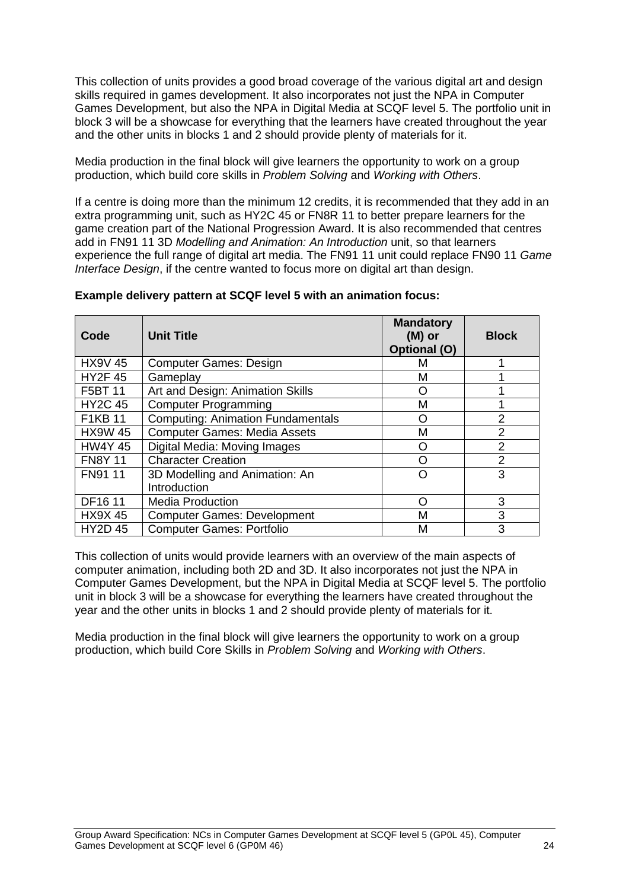This collection of units provides a good broad coverage of the various digital art and design skills required in games development. It also incorporates not just the NPA in Computer Games Development, but also the NPA in Digital Media at SCQF level 5. The portfolio unit in block 3 will be a showcase for everything that the learners have created throughout the year and the other units in blocks 1 and 2 should provide plenty of materials for it.

Media production in the final block will give learners the opportunity to work on a group production, which build core skills in *Problem Solving* and *Working with Others*.

If a centre is doing more than the minimum 12 credits, it is recommended that they add in an extra programming unit, such as HY2C 45 or FN8R 11 to better prepare learners for the game creation part of the National Progression Award. It is also recommended that centres add in FN91 11 3D *Modelling and Animation: An Introduction* unit, so that learners experience the full range of digital art media. The FN91 11 unit could replace FN90 11 *Game Interface Design*, if the centre wanted to focus more on digital art than design.

**Example delivery pattern at SCQF level 5 with an animation focus:**

| Code | Unit Title | Mandatory (M) or Optional (O) | Block |
|---|---|---|---|
| HX9V 45 | Computer Games: Design | M | 1 |
| HY2F 45 | Gameplay | M | 1 |
| F5BT 11 | Art and Design: Animation Skills | O | 1 |
| HY2C 45 | Computer Programming | M | 1 |
| F1KB 11 | Computing: Animation Fundamentals | O | 2 |
| HX9W 45 | Computer Games: Media Assets | M | 2 |
| HW4Y 45 | Digital Media: Moving Images | O | 2 |
| FN8Y 11 | Character Creation | O | 2 |
| FN91 11 | 3D Modelling and Animation: An Introduction | O | 3 |
| DF16 11 | Media Production | O | 3 |
| HX9X 45 | Computer Games: Development | M | 3 |
| HY2D 45 | Computer Games: Portfolio | M | 3 |

This collection of units would provide learners with an overview of the main aspects of computer animation, including both 2D and 3D. It also incorporates not just the NPA in Computer Games Development, but the NPA in Digital Media at SCQF level 5. The portfolio unit in block 3 will be a showcase for everything the learners have created throughout the year and the other units in blocks 1 and 2 should provide plenty of materials for it.

Media production in the final block will give learners the opportunity to work on a group production, which build Core Skills in *Problem Solving* and *Working with Others*.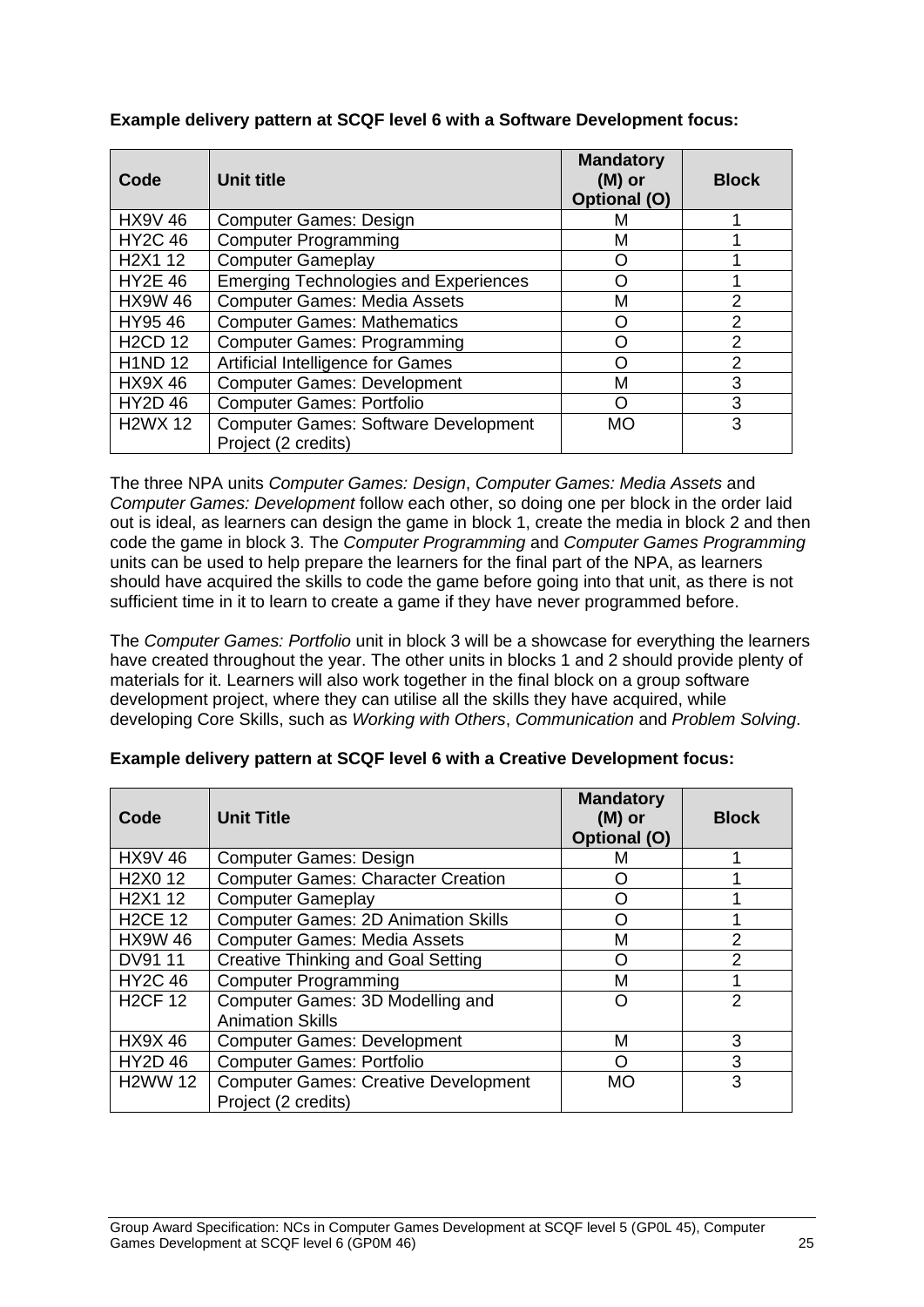**Example delivery pattern at SCQF level 6 with a Software Development focus:**

| Code | Unit title | Mandatory (M) or Optional (O) | Block |
|---|---|---|---|
| HX9V 46 | Computer Games: Design | M | 1 |
| HY2C 46 | Computer Programming | M | 1 |
| H2X1 12 | Computer Gameplay | O | 1 |
| HY2E 46 | Emerging Technologies and Experiences | O | 1 |
| HX9W 46 | Computer Games: Media Assets | M | 2 |
| HY95 46 | Computer Games: Mathematics | O | 2 |
| H2CD 12 | Computer Games: Programming | O | 2 |
| H1ND 12 | Artificial Intelligence for Games | O | 2 |
| HX9X 46 | Computer Games: Development | M | 3 |
| HY2D 46 | Computer Games: Portfolio | O | 3 |
| H2WX 12 | Computer Games: Software Development Project (2 credits) | MO | 3 |

The three NPA units *Computer Games: Design*, *Computer Games: Media Assets* and *Computer Games: Development* follow each other, so doing one per block in the order laid out is ideal, as learners can design the game in block 1, create the media in block 2 and then code the game in block 3. The *Computer Programming* and *Computer Games Programming* units can be used to help prepare the learners for the final part of the NPA, as learners should have acquired the skills to code the game before going into that unit, as there is not sufficient time in it to learn to create a game if they have never programmed before.

The *Computer Games: Portfolio* unit in block 3 will be a showcase for everything the learners have created throughout the year. The other units in blocks 1 and 2 should provide plenty of materials for it. Learners will also work together in the final block on a group software development project, where they can utilise all the skills they have acquired, while developing Core Skills, such as *Working with Others*, *Communication* and *Problem Solving*.

**Example delivery pattern at SCQF level 6 with a Creative Development focus:**

| Code | Unit Title | Mandatory (M) or Optional (O) | Block |
|---|---|---|---|
| HX9V 46 | Computer Games: Design | M | 1 |
| H2X0 12 | Computer Games: Character Creation | O | 1 |
| H2X1 12 | Computer Gameplay | O | 1 |
| H2CE 12 | Computer Games: 2D Animation Skills | O | 1 |
| HX9W 46 | Computer Games: Media Assets | M | 2 |
| DV91 11 | Creative Thinking and Goal Setting | O | 2 |
| HY2C 46 | Computer Programming | M | 1 |
| H2CF 12 | Computer Games: 3D Modelling and Animation Skills | O | 2 |
| HX9X 46 | Computer Games: Development | M | 3 |
| HY2D 46 | Computer Games: Portfolio | O | 3 |
| H2WW 12 | Computer Games: Creative Development Project (2 credits) | MO | 3 |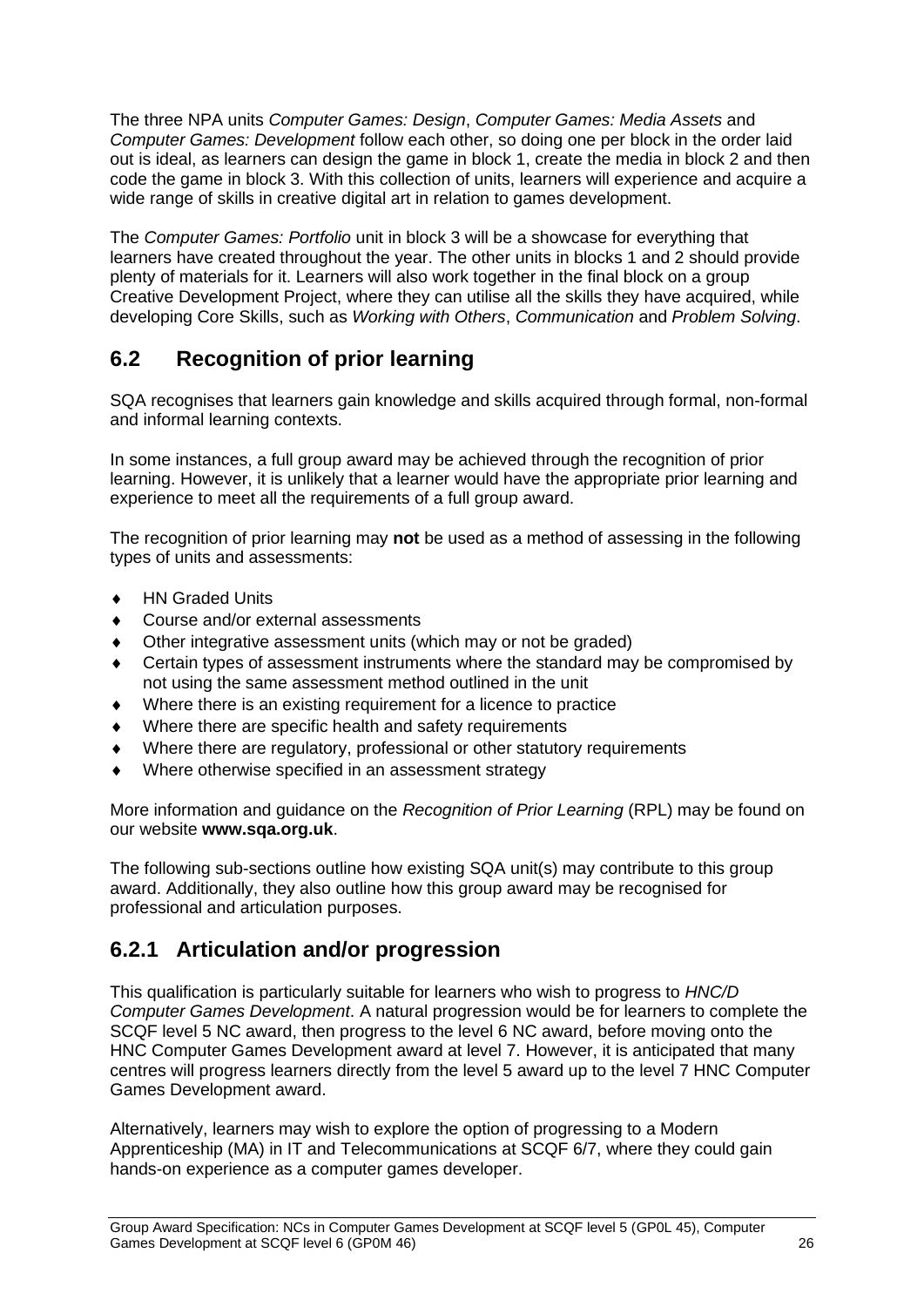The three NPA units *Computer Games: Design*, *Computer Games: Media Assets* and *Computer Games: Development* follow each other, so doing one per block in the order laid out is ideal, as learners can design the game in block 1, create the media in block 2 and then code the game in block 3. With this collection of units, learners will experience and acquire a wide range of skills in creative digital art in relation to games development.

The *Computer Games: Portfolio* unit in block 3 will be a showcase for everything that learners have created throughout the year. The other units in blocks 1 and 2 should provide plenty of materials for it. Learners will also work together in the final block on a group Creative Development Project, where they can utilise all the skills they have acquired, while developing Core Skills, such as *Working with Others*, *Communication* and *Problem Solving*.

## 6.2 Recognition of prior learning

SQA recognises that learners gain knowledge and skills acquired through formal, non-formal and informal learning contexts.

In some instances, a full group award may be achieved through the recognition of prior learning. However, it is unlikely that a learner would have the appropriate prior learning and experience to meet all the requirements of a full group award.

The recognition of prior learning may **not** be used as a method of assessing in the following types of units and assessments:

- HN Graded Units
- Course and/or external assessments
- Other integrative assessment units (which may or not be graded)
- Certain types of assessment instruments where the standard may be compromised by not using the same assessment method outlined in the unit
- Where there is an existing requirement for a licence to practice
- Where there are specific health and safety requirements
- Where there are regulatory, professional or other statutory requirements
- Where otherwise specified in an assessment strategy

More information and guidance on the *Recognition of Prior Learning* (RPL) may be found on our website **www.sqa.org.uk**.

The following sub-sections outline how existing SQA unit(s) may contribute to this group award. Additionally, they also outline how this group award may be recognised for professional and articulation purposes.

## 6.2.1 Articulation and/or progression

This qualification is particularly suitable for learners who wish to progress to *HNC/D Computer Games Development*. A natural progression would be for learners to complete the SCQF level 5 NC award, then progress to the level 6 NC award, before moving onto the HNC Computer Games Development award at level 7. However, it is anticipated that many centres will progress learners directly from the level 5 award up to the level 7 HNC Computer Games Development award.

Alternatively, learners may wish to explore the option of progressing to a Modern Apprenticeship (MA) in IT and Telecommunications at SCQF 6/7, where they could gain hands-on experience as a computer games developer.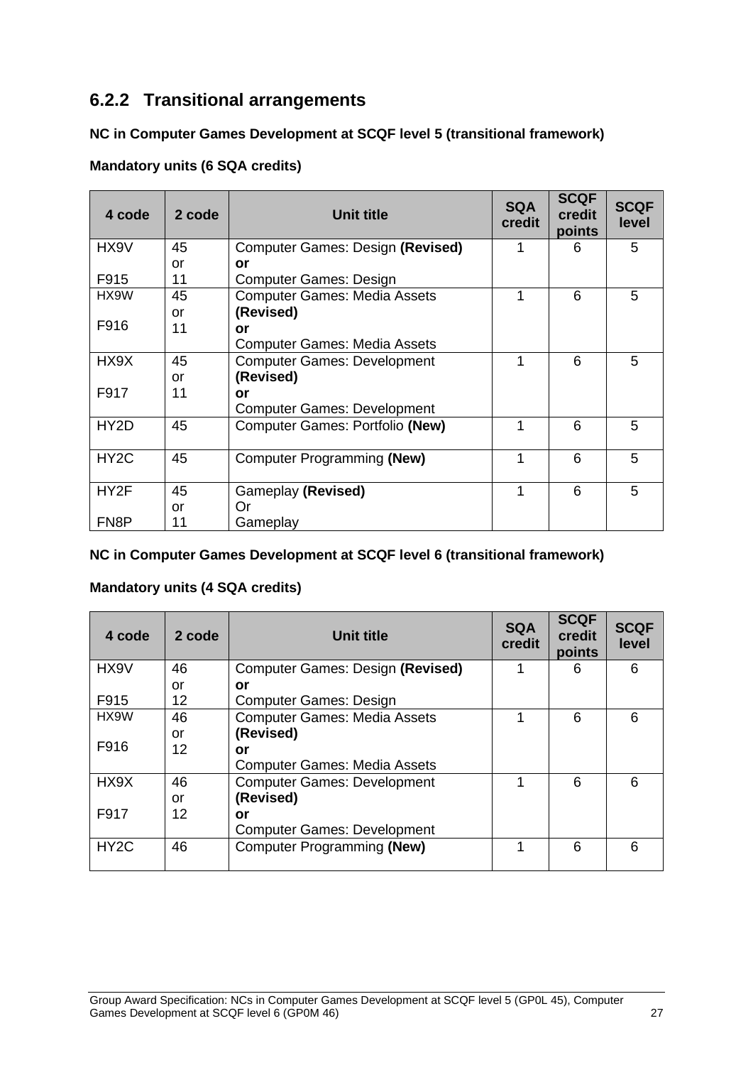### 6.2.2 Transitional arrangements

**NC in Computer Games Development at SCQF level 5 (transitional framework)**

**Mandatory units (6 SQA credits)**

| 4 code | 2 code | Unit title | SQA credit | SCQF credit points | SCQF level |
|---|---|---|---|---|---|
| HX9V<br><br>F915 | 45<br>or<br>11 | Computer Games: Design **(Revised)**<br>**or**<br>Computer Games: Design | 1 | 6 | 5 |
| HX9W<br><br>F916 | 45<br>or<br>11 | Computer Games: Media Assets **(Revised)**<br>**or**<br>Computer Games: Media Assets | 1 | 6 | 5 |
| HX9X<br><br>F917 | 45<br>or<br>11 | Computer Games: Development **(Revised)**<br>**or**<br>Computer Games: Development | 1 | 6 | 5 |
| HY2D | 45 | Computer Games: Portfolio **(New)** | 1 | 6 | 5 |
| HY2C | 45 | Computer Programming **(New)** | 1 | 6 | 5 |
| HY2F<br><br>FN8P | 45<br>or<br>11 | Gameplay **(Revised)**<br>Or<br>Gameplay | 1 | 6 | 5 |

**NC in Computer Games Development at SCQF level 6 (transitional framework)**

**Mandatory units (4 SQA credits)**

| 4 code | 2 code | Unit title | SQA credit | SCQF credit points | SCQF level |
|---|---|---|---|---|---|
| HX9V<br><br>F915 | 46<br>or<br>12 | Computer Games: Design **(Revised)**<br>**or**<br>Computer Games: Design | 1 | 6 | 6 |
| HX9W<br><br>F916 | 46<br>or<br>12 | Computer Games: Media Assets **(Revised)**<br>**or**<br>Computer Games: Media Assets | 1 | 6 | 6 |
| HX9X<br><br>F917 | 46<br>or<br>12 | Computer Games: Development **(Revised)**<br>**or**<br>Computer Games: Development | 1 | 6 | 6 |
| HY2C | 46 | Computer Programming **(New)** | 1 | 6 | 6 |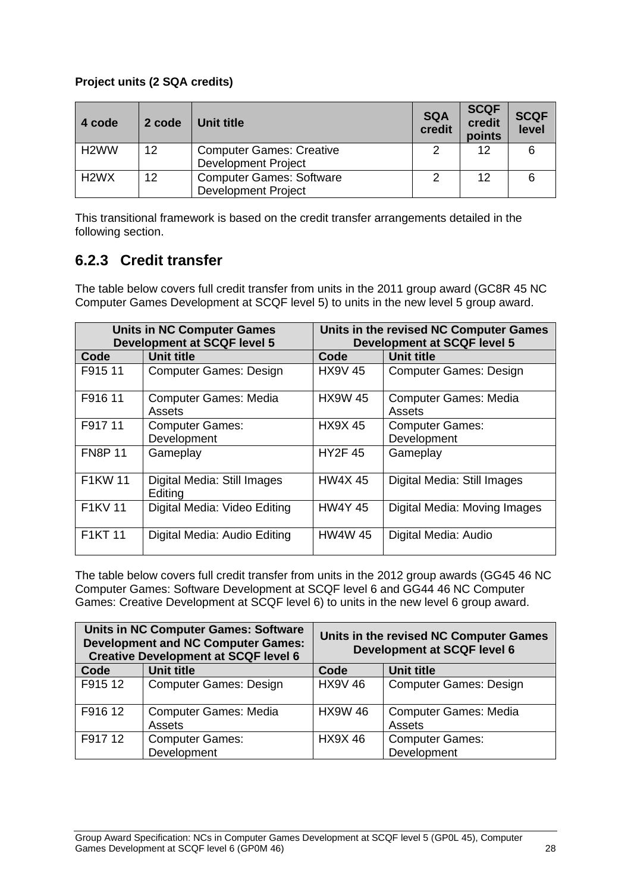**Project units (2 SQA credits)**

| 4 code | 2 code | Unit title | SQA credit | SCQF credit points | SCQF level |
|---|---|---|---|---|---|
| H2WW | 12 | Computer Games: Creative Development Project | 2 | 12 | 6 |
| H2WX | 12 | Computer Games: Software Development Project | 2 | 12 | 6 |

This transitional framework is based on the credit transfer arrangements detailed in the following section.

### 6.2.3 Credit transfer

The table below covers full credit transfer from units in the 2011 group award (GC8R 45 NC Computer Games Development at SCQF level 5) to units in the new level 5 group award.

| Units in NC Computer Games Development at SCQF level 5 | | Units in the revised NC Computer Games Development at SCQF level 5 | |
|---|---|---|---|
| **Code** | **Unit title** | **Code** | **Unit title** |
| F915 11 | Computer Games: Design | HX9V 45 | Computer Games: Design |
| F916 11 | Computer Games: Media Assets | HX9W 45 | Computer Games: Media Assets |
| F917 11 | Computer Games: Development | HX9X 45 | Computer Games: Development |
| FN8P 11 | Gameplay | HY2F 45 | Gameplay |
| F1KW 11 | Digital Media: Still Images Editing | HW4X 45 | Digital Media: Still Images |
| F1KV 11 | Digital Media: Video Editing | HW4Y 45 | Digital Media: Moving Images |
| F1KT 11 | Digital Media: Audio Editing | HW4W 45 | Digital Media: Audio |

The table below covers full credit transfer from units in the 2012 group awards (GG45 46 NC Computer Games: Software Development at SCQF level 6 and GG44 46 NC Computer Games: Creative Development at SCQF level 6) to units in the new level 6 group award.

| Units in NC Computer Games: Software Development and NC Computer Games: Creative Development at SCQF level 6 | | Units in the revised NC Computer Games Development at SCQF level 6 | |
|---|---|---|---|
| **Code** | **Unit title** | **Code** | **Unit title** |
| F915 12 | Computer Games: Design | HX9V 46 | Computer Games: Design |
| F916 12 | Computer Games: Media Assets | HX9W 46 | Computer Games: Media Assets |
| F917 12 | Computer Games: Development | HX9X 46 | Computer Games: Development |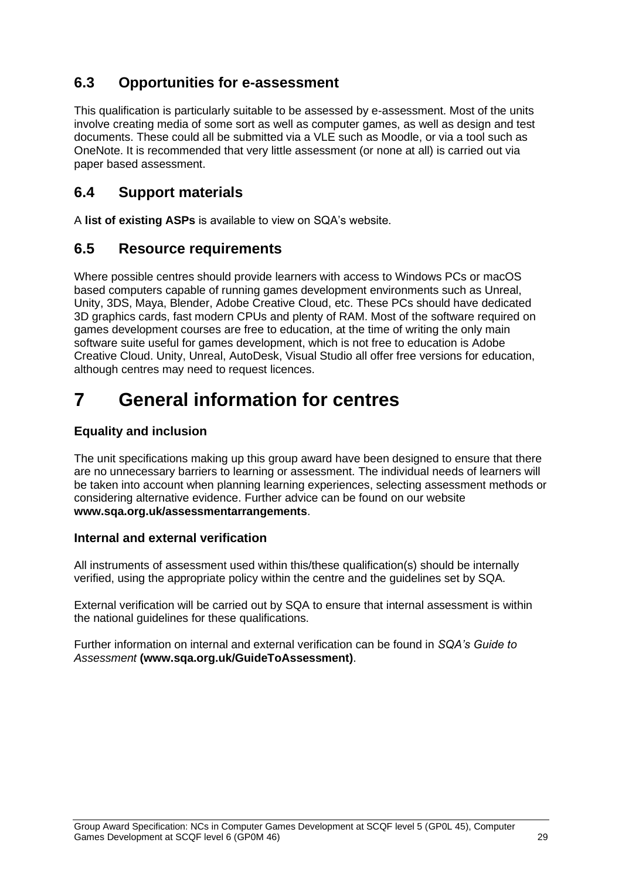## 6.3 Opportunities for e-assessment

This qualification is particularly suitable to be assessed by e-assessment. Most of the units involve creating media of some sort as well as computer games, as well as design and test documents. These could all be submitted via a VLE such as Moodle, or via a tool such as OneNote. It is recommended that very little assessment (or none at all) is carried out via paper based assessment.

## 6.4 Support materials

A **list of existing ASPs** is available to view on SQA's website.

## 6.5 Resource requirements

Where possible centres should provide learners with access to Windows PCs or macOS based computers capable of running games development environments such as Unreal, Unity, 3DS, Maya, Blender, Adobe Creative Cloud, etc. These PCs should have dedicated 3D graphics cards, fast modern CPUs and plenty of RAM. Most of the software required on games development courses are free to education, at the time of writing the only main software suite useful for games development, which is not free to education is Adobe Creative Cloud. Unity, Unreal, AutoDesk, Visual Studio all offer free versions for education, although centres may need to request licences.

# 7 General information for centres

### Equality and inclusion

The unit specifications making up this group award have been designed to ensure that there are no unnecessary barriers to learning or assessment. The individual needs of learners will be taken into account when planning learning experiences, selecting assessment methods or considering alternative evidence. Further advice can be found on our website **www.sqa.org.uk/assessmentarrangements**.

### Internal and external verification

All instruments of assessment used within this/these qualification(s) should be internally verified, using the appropriate policy within the centre and the guidelines set by SQA.

External verification will be carried out by SQA to ensure that internal assessment is within the national guidelines for these qualifications.

Further information on internal and external verification can be found in *SQA's Guide to Assessment* **(www.sqa.org.uk/GuideToAssessment)**.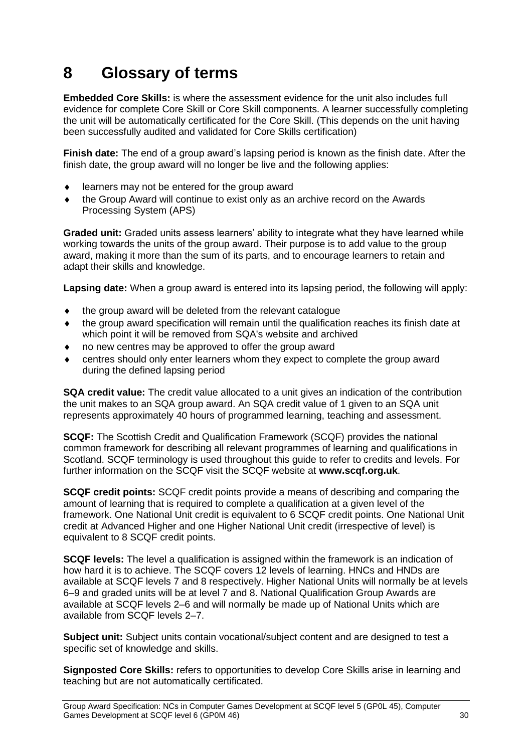# 8 Glossary of terms

**Embedded Core Skills:** is where the assessment evidence for the unit also includes full evidence for complete Core Skill or Core Skill components. A learner successfully completing the unit will be automatically certificated for the Core Skill. (This depends on the unit having been successfully audited and validated for Core Skills certification)

**Finish date:** The end of a group award's lapsing period is known as the finish date. After the finish date, the group award will no longer be live and the following applies:

- learners may not be entered for the group award
- the Group Award will continue to exist only as an archive record on the Awards Processing System (APS)

**Graded unit:** Graded units assess learners' ability to integrate what they have learned while working towards the units of the group award. Their purpose is to add value to the group award, making it more than the sum of its parts, and to encourage learners to retain and adapt their skills and knowledge.

**Lapsing date:** When a group award is entered into its lapsing period, the following will apply:

- the group award will be deleted from the relevant catalogue
- the group award specification will remain until the qualification reaches its finish date at which point it will be removed from SQA's website and archived
- no new centres may be approved to offer the group award
- centres should only enter learners whom they expect to complete the group award during the defined lapsing period

**SQA credit value:** The credit value allocated to a unit gives an indication of the contribution the unit makes to an SQA group award. An SQA credit value of 1 given to an SQA unit represents approximately 40 hours of programmed learning, teaching and assessment.

**SCQF:** The Scottish Credit and Qualification Framework (SCQF) provides the national common framework for describing all relevant programmes of learning and qualifications in Scotland. SCQF terminology is used throughout this guide to refer to credits and levels. For further information on the SCQF visit the SCQF website at **www.scqf.org.uk**.

**SCQF credit points:** SCQF credit points provide a means of describing and comparing the amount of learning that is required to complete a qualification at a given level of the framework. One National Unit credit is equivalent to 6 SCQF credit points. One National Unit credit at Advanced Higher and one Higher National Unit credit (irrespective of level) is equivalent to 8 SCQF credit points.

**SCQF levels:** The level a qualification is assigned within the framework is an indication of how hard it is to achieve. The SCQF covers 12 levels of learning. HNCs and HNDs are available at SCQF levels 7 and 8 respectively. Higher National Units will normally be at levels 6–9 and graded units will be at level 7 and 8. National Qualification Group Awards are available at SCQF levels 2–6 and will normally be made up of National Units which are available from SCQF levels 2–7.

**Subject unit:** Subject units contain vocational/subject content and are designed to test a specific set of knowledge and skills.

**Signposted Core Skills:** refers to opportunities to develop Core Skills arise in learning and teaching but are not automatically certificated.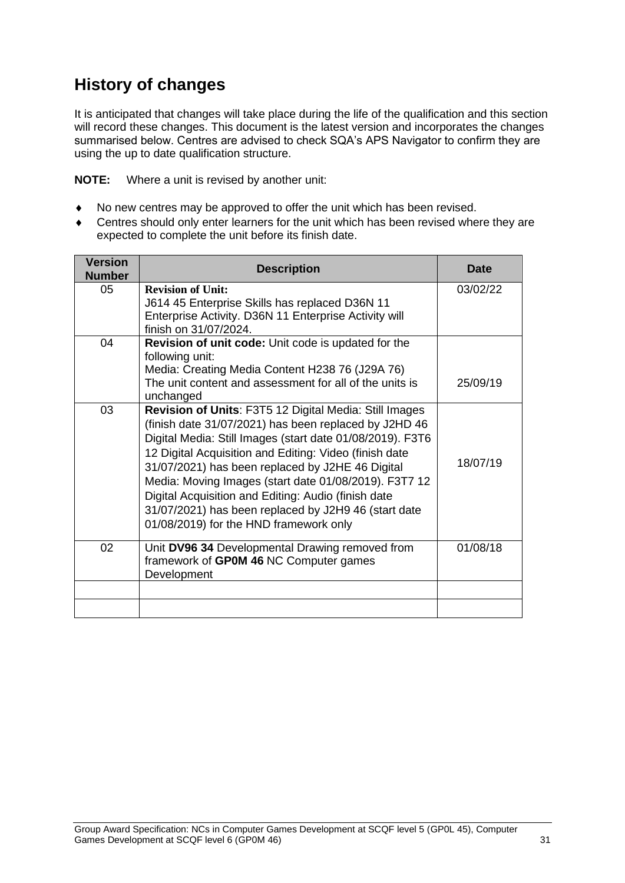## History of changes

It is anticipated that changes will take place during the life of the qualification and this section will record these changes. This document is the latest version and incorporates the changes summarised below. Centres are advised to check SQA's APS Navigator to confirm they are using the up to date qualification structure.

**NOTE:** Where a unit is revised by another unit:

- No new centres may be approved to offer the unit which has been revised.
- Centres should only enter learners for the unit which has been revised where they are expected to complete the unit before its finish date.

| Version Number | Description | Date |
|---|---|---|
| 05 | **Revision of Unit:** J614 45 Enterprise Skills has replaced D36N 11 Enterprise Activity. D36N 11 Enterprise Activity will finish on 31/07/2024. | 03/02/22 |
| 04 | **Revision of unit code:** Unit code is updated for the following unit: Media: Creating Media Content H238 76 (J29A 76) The unit content and assessment for all of the units is unchanged | 25/09/19 |
| 03 | **Revision of Units**: F3T5 12 Digital Media: Still Images (finish date 31/07/2021) has been replaced by J2HD 46 Digital Media: Still Images (start date 01/08/2019). F3T6 12 Digital Acquisition and Editing: Video (finish date 31/07/2021) has been replaced by J2HE 46 Digital Media: Moving Images (start date 01/08/2019). F3T7 12 Digital Acquisition and Editing: Audio (finish date 31/07/2021) has been replaced by J2H9 46 (start date 01/08/2019) for the HND framework only | 18/07/19 |
| 02 | Unit **DV96 34** Developmental Drawing removed from framework of **GP0M 46** NC Computer games Development | 01/08/18 |
| | | |
| | | |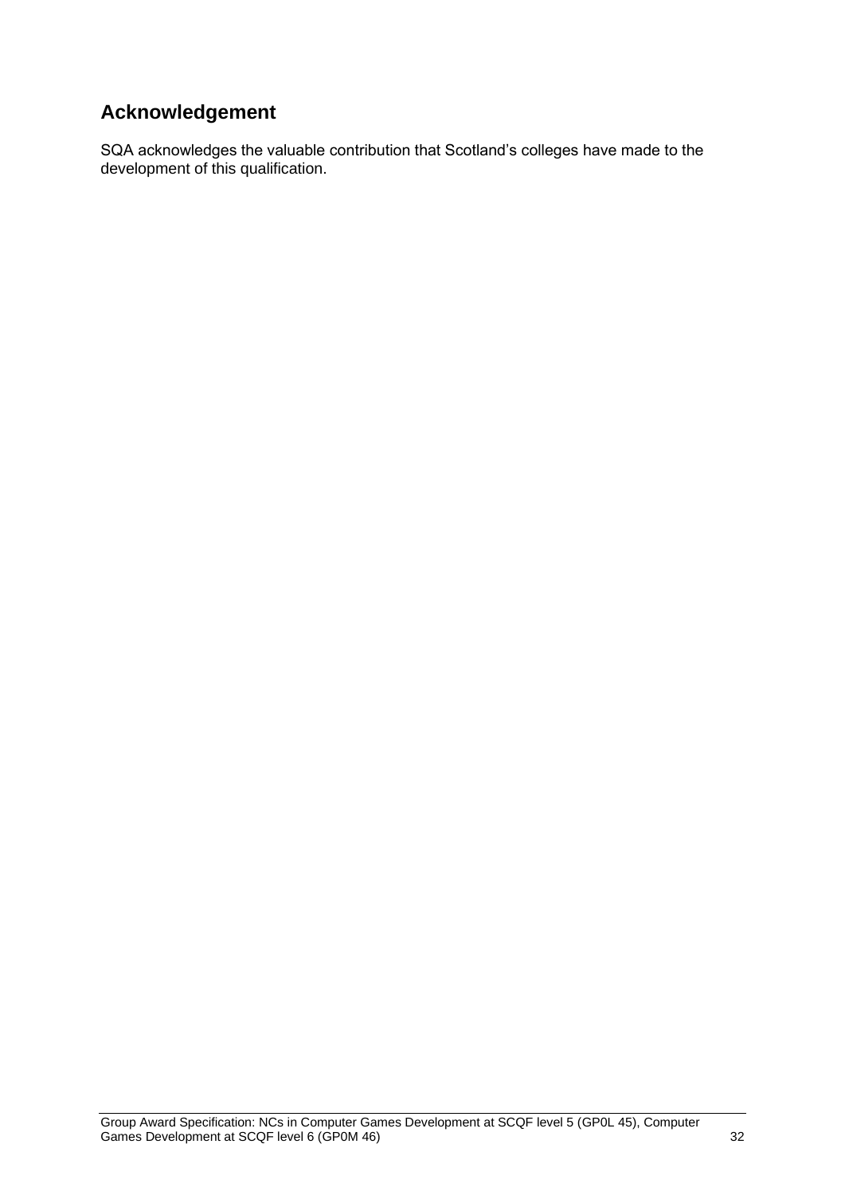## Acknowledgement

SQA acknowledges the valuable contribution that Scotland's colleges have made to the development of this qualification.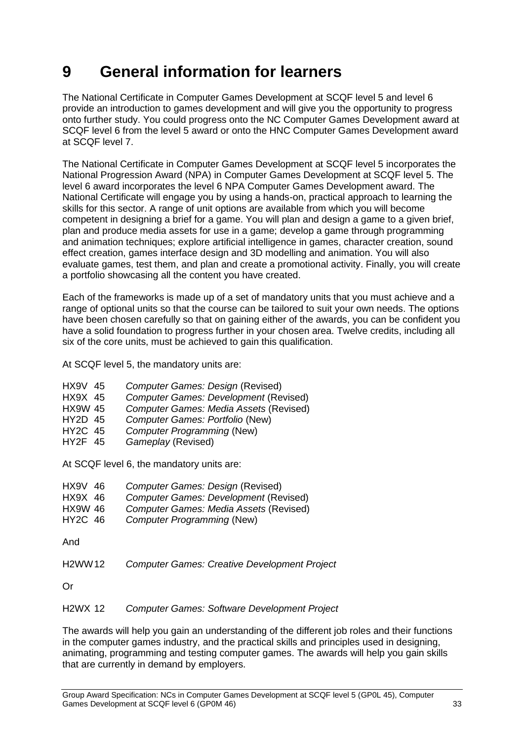# 9 General information for learners

The National Certificate in Computer Games Development at SCQF level 5 and level 6 provide an introduction to games development and will give you the opportunity to progress onto further study. You could progress onto the NC Computer Games Development award at SCQF level 6 from the level 5 award or onto the HNC Computer Games Development award at SCQF level 7.

The National Certificate in Computer Games Development at SCQF level 5 incorporates the National Progression Award (NPA) in Computer Games Development at SCQF level 5. The level 6 award incorporates the level 6 NPA Computer Games Development award. The National Certificate will engage you by using a hands-on, practical approach to learning the skills for this sector. A range of unit options are available from which you will become competent in designing a brief for a game. You will plan and design a game to a given brief, plan and produce media assets for use in a game; develop a game through programming and animation techniques; explore artificial intelligence in games, character creation, sound effect creation, games interface design and 3D modelling and animation. You will also evaluate games, test them, and plan and create a promotional activity. Finally, you will create a portfolio showcasing all the content you have created.

Each of the frameworks is made up of a set of mandatory units that you must achieve and a range of optional units so that the course can be tailored to suit your own needs. The options have been chosen carefully so that on gaining either of the awards, you can be confident you have a solid foundation to progress further in your chosen area. Twelve credits, including all six of the core units, must be achieved to gain this qualification.

At SCQF level 5, the mandatory units are:

HX9V 45 *Computer Games: Design* (Revised)
HX9X 45 *Computer Games: Development* (Revised)
HX9W 45 *Computer Games: Media Assets* (Revised)
HY2D 45 *Computer Games: Portfolio* (New)
HY2C 45 *Computer Programming* (New)
HY2F 45 *Gameplay* (Revised)

At SCQF level 6, the mandatory units are:

HX9V 46 *Computer Games: Design* (Revised)
HX9X 46 *Computer Games: Development* (Revised)
HX9W 46 *Computer Games: Media Assets* (Revised)
HY2C 46 *Computer Programming* (New)

And

H2WW 12 *Computer Games: Creative Development Project*

Or

H2WX 12 *Computer Games: Software Development Project*

The awards will help you gain an understanding of the different job roles and their functions in the computer games industry, and the practical skills and principles used in designing, animating, programming and testing computer games. The awards will help you gain skills that are currently in demand by employers.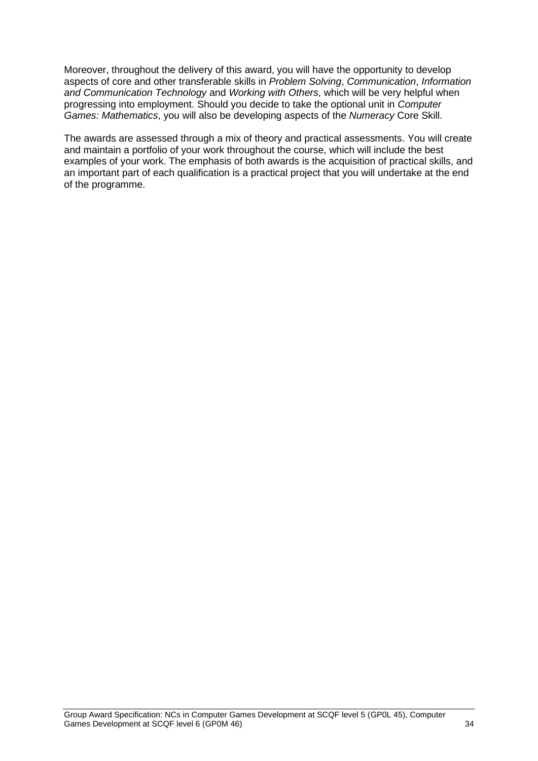Moreover, throughout the delivery of this award, you will have the opportunity to develop aspects of core and other transferable skills in *Problem Solving*, *Communication*, *Information and Communication Technology* and *Working with Others*, which will be very helpful when progressing into employment. Should you decide to take the optional unit in *Computer Games: Mathematics*, you will also be developing aspects of the *Numeracy* Core Skill.

The awards are assessed through a mix of theory and practical assessments. You will create and maintain a portfolio of your work throughout the course, which will include the best examples of your work. The emphasis of both awards is the acquisition of practical skills, and an important part of each qualification is a practical project that you will undertake at the end of the programme.